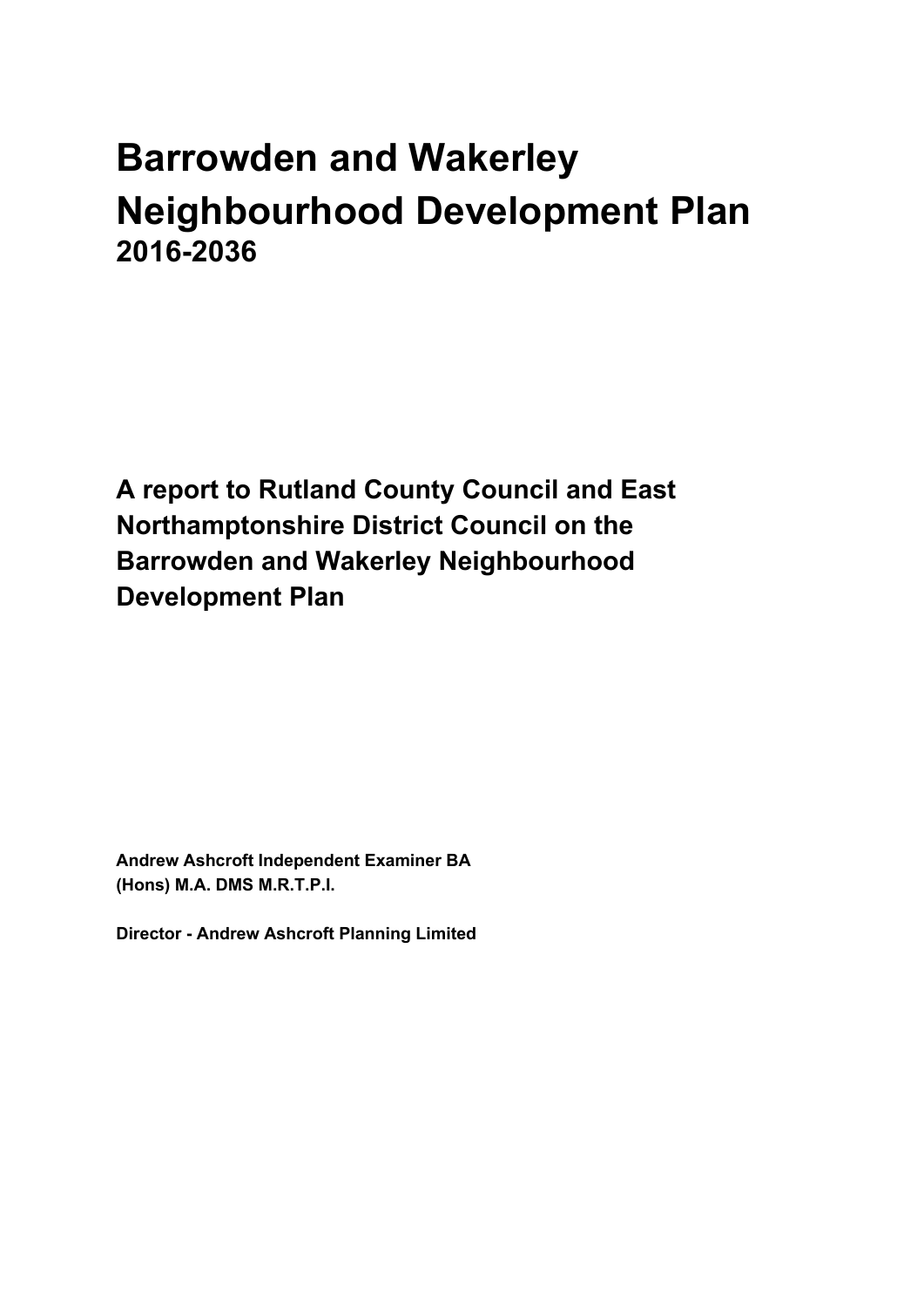# Barrowden and Wakerley Neighbourhood Development Plan

## 2016-2036

**A report to Rutland County Council and East Northamptonshire District Council on the Barrowden and Wakerley Neighbourhood Development Plan**

**Andrew Ashcroft Independent Examiner BA (Hons) M.A. DMS M.R.T.P.I.**

**Director - Andrew Ashcroft Planning Limited**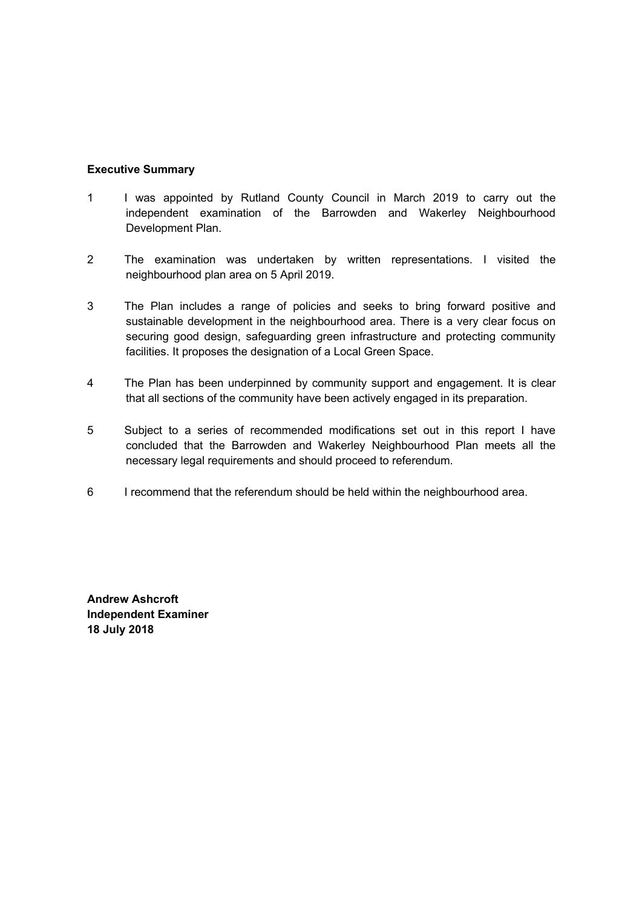**Executive Summary**

1 I was appointed by Rutland County Council in March 2019 to carry out the independent examination of the Barrowden and Wakerley Neighbourhood Development Plan.

2 The examination was undertaken by written representations. I visited the neighbourhood plan area on 5 April 2019.

3 The Plan includes a range of policies and seeks to bring forward positive and sustainable development in the neighbourhood area. There is a very clear focus on securing good design, safeguarding green infrastructure and protecting community facilities. It proposes the designation of a Local Green Space.

4 The Plan has been underpinned by community support and engagement. It is clear that all sections of the community have been actively engaged in its preparation.

5 Subject to a series of recommended modifications set out in this report I have concluded that the Barrowden and Wakerley Neighbourhood Plan meets all the necessary legal requirements and should proceed to referendum.

6 I recommend that the referendum should be held within the neighbourhood area.

**Andrew Ashcroft**
**Independent Examiner**
**18 July 2018**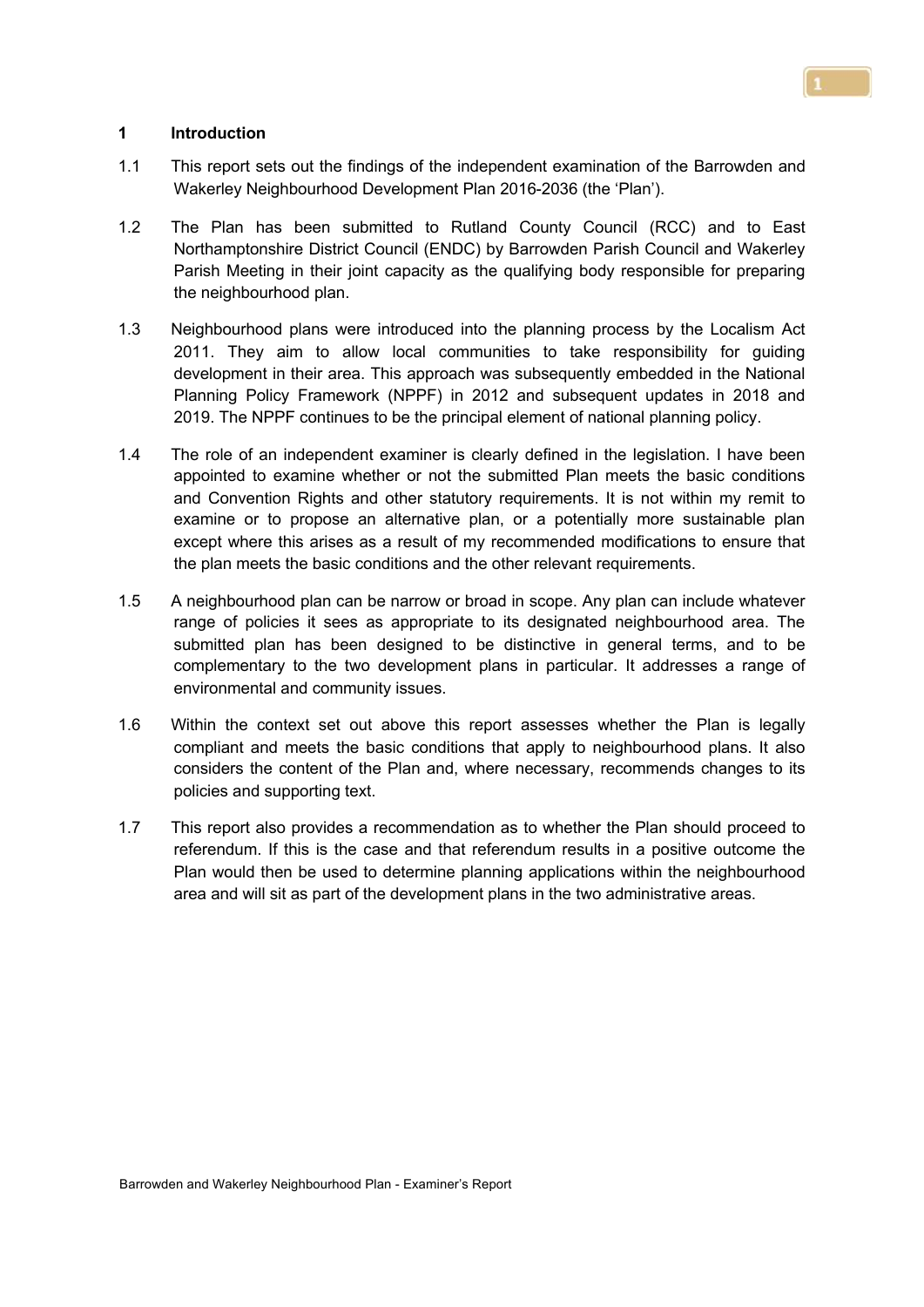## 1 Introduction

1.1 This report sets out the findings of the independent examination of the Barrowden and Wakerley Neighbourhood Development Plan 2016-2036 (the 'Plan').

1.2 The Plan has been submitted to Rutland County Council (RCC) and to East Northamptonshire District Council (ENDC) by Barrowden Parish Council and Wakerley Parish Meeting in their joint capacity as the qualifying body responsible for preparing the neighbourhood plan.

1.3 Neighbourhood plans were introduced into the planning process by the Localism Act 2011. They aim to allow local communities to take responsibility for guiding development in their area. This approach was subsequently embedded in the National Planning Policy Framework (NPPF) in 2012 and subsequent updates in 2018 and 2019. The NPPF continues to be the principal element of national planning policy.

1.4 The role of an independent examiner is clearly defined in the legislation. I have been appointed to examine whether or not the submitted Plan meets the basic conditions and Convention Rights and other statutory requirements. It is not within my remit to examine or to propose an alternative plan, or a potentially more sustainable plan except where this arises as a result of my recommended modifications to ensure that the plan meets the basic conditions and the other relevant requirements.

1.5 A neighbourhood plan can be narrow or broad in scope. Any plan can include whatever range of policies it sees as appropriate to its designated neighbourhood area. The submitted plan has been designed to be distinctive in general terms, and to be complementary to the two development plans in particular. It addresses a range of environmental and community issues.

1.6 Within the context set out above this report assesses whether the Plan is legally compliant and meets the basic conditions that apply to neighbourhood plans. It also considers the content of the Plan and, where necessary, recommends changes to its policies and supporting text.

1.7 This report also provides a recommendation as to whether the Plan should proceed to referendum. If this is the case and that referendum results in a positive outcome the Plan would then be used to determine planning applications within the neighbourhood area and will sit as part of the development plans in the two administrative areas.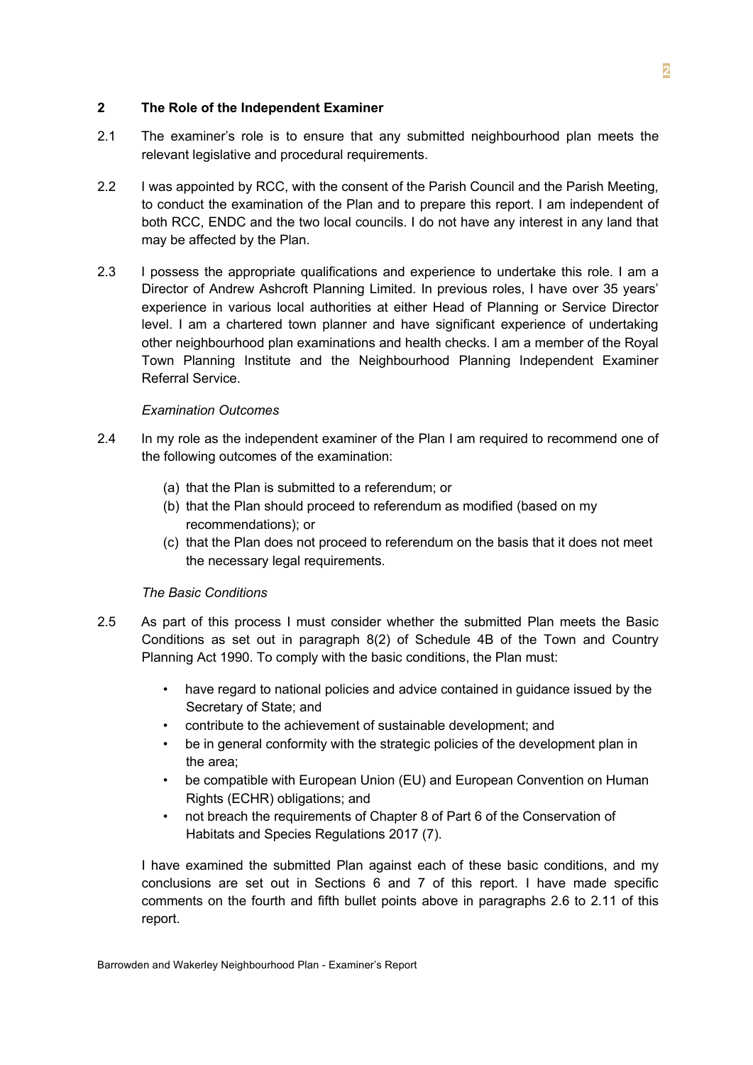## 2 The Role of the Independent Examiner

2.1 The examiner's role is to ensure that any submitted neighbourhood plan meets the relevant legislative and procedural requirements.

2.2 I was appointed by RCC, with the consent of the Parish Council and the Parish Meeting, to conduct the examination of the Plan and to prepare this report. I am independent of both RCC, ENDC and the two local councils. I do not have any interest in any land that may be affected by the Plan.

2.3 I possess the appropriate qualifications and experience to undertake this role. I am a Director of Andrew Ashcroft Planning Limited. In previous roles, I have over 35 years' experience in various local authorities at either Head of Planning or Service Director level. I am a chartered town planner and have significant experience of undertaking other neighbourhood plan examinations and health checks. I am a member of the Royal Town Planning Institute and the Neighbourhood Planning Independent Examiner Referral Service.

*Examination Outcomes*

2.4 In my role as the independent examiner of the Plan I am required to recommend one of the following outcomes of the examination:

(a) that the Plan is submitted to a referendum; or
(b) that the Plan should proceed to referendum as modified (based on my recommendations); or
(c) that the Plan does not proceed to referendum on the basis that it does not meet the necessary legal requirements.

*The Basic Conditions*

2.5 As part of this process I must consider whether the submitted Plan meets the Basic Conditions as set out in paragraph 8(2) of Schedule 4B of the Town and Country Planning Act 1990. To comply with the basic conditions, the Plan must:

- have regard to national policies and advice contained in guidance issued by the Secretary of State; and
- contribute to the achievement of sustainable development; and
- be in general conformity with the strategic policies of the development plan in the area;
- be compatible with European Union (EU) and European Convention on Human Rights (ECHR) obligations; and
- not breach the requirements of Chapter 8 of Part 6 of the Conservation of Habitats and Species Regulations 2017 (7).

I have examined the submitted Plan against each of these basic conditions, and my conclusions are set out in Sections 6 and 7 of this report. I have made specific comments on the fourth and fifth bullet points above in paragraphs 2.6 to 2.11 of this report.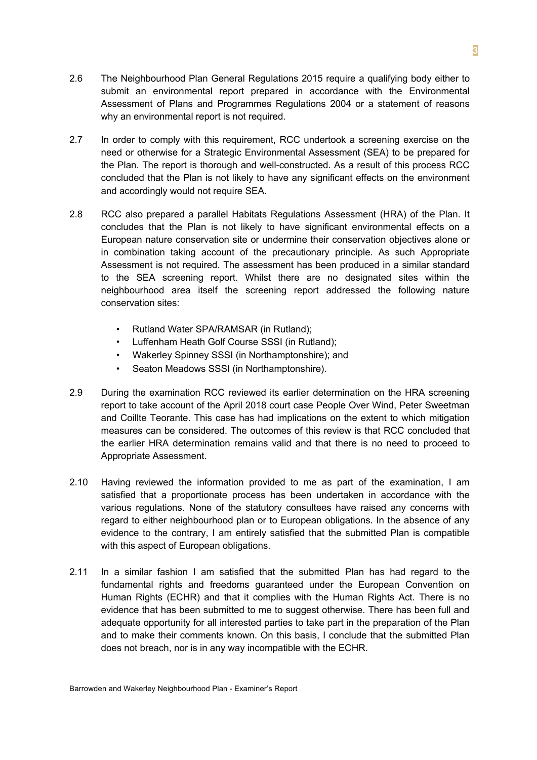2.6 The Neighbourhood Plan General Regulations 2015 require a qualifying body either to submit an environmental report prepared in accordance with the Environmental Assessment of Plans and Programmes Regulations 2004 or a statement of reasons why an environmental report is not required.

2.7 In order to comply with this requirement, RCC undertook a screening exercise on the need or otherwise for a Strategic Environmental Assessment (SEA) to be prepared for the Plan. The report is thorough and well-constructed. As a result of this process RCC concluded that the Plan is not likely to have any significant effects on the environment and accordingly would not require SEA.

2.8 RCC also prepared a parallel Habitats Regulations Assessment (HRA) of the Plan. It concludes that the Plan is not likely to have significant environmental effects on a European nature conservation site or undermine their conservation objectives alone or in combination taking account of the precautionary principle. As such Appropriate Assessment is not required. The assessment has been produced in a similar standard to the SEA screening report. Whilst there are no designated sites within the neighbourhood area itself the screening report addressed the following nature conservation sites:

- Rutland Water SPA/RAMSAR (in Rutland);
- Luffenham Heath Golf Course SSSI (in Rutland);
- Wakerley Spinney SSSI (in Northamptonshire); and
- Seaton Meadows SSSI (in Northamptonshire).

2.9 During the examination RCC reviewed its earlier determination on the HRA screening report to take account of the April 2018 court case People Over Wind, Peter Sweetman and Coillte Teorante. This case has had implications on the extent to which mitigation measures can be considered. The outcomes of this review is that RCC concluded that the earlier HRA determination remains valid and that there is no need to proceed to Appropriate Assessment.

2.10 Having reviewed the information provided to me as part of the examination, I am satisfied that a proportionate process has been undertaken in accordance with the various regulations. None of the statutory consultees have raised any concerns with regard to either neighbourhood plan or to European obligations. In the absence of any evidence to the contrary, I am entirely satisfied that the submitted Plan is compatible with this aspect of European obligations.

2.11 In a similar fashion I am satisfied that the submitted Plan has had regard to the fundamental rights and freedoms guaranteed under the European Convention on Human Rights (ECHR) and that it complies with the Human Rights Act. There is no evidence that has been submitted to me to suggest otherwise. There has been full and adequate opportunity for all interested parties to take part in the preparation of the Plan and to make their comments known. On this basis, I conclude that the submitted Plan does not breach, nor is in any way incompatible with the ECHR.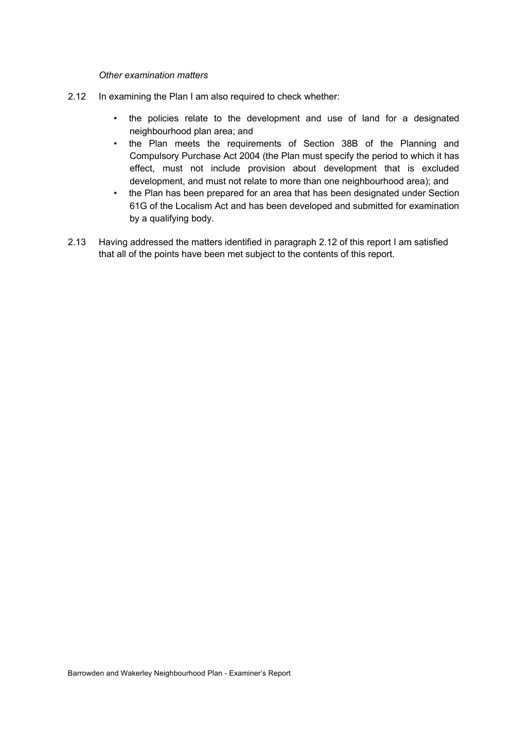*Other examination matters*

2.12 In examining the Plan I am also required to check whether:

- the policies relate to the development and use of land for a designated neighbourhood plan area; and
- the Plan meets the requirements of Section 38B of the Planning and Compulsory Purchase Act 2004 (the Plan must specify the period to which it has effect, must not include provision about development that is excluded development, and must not relate to more than one neighbourhood area); and
- the Plan has been prepared for an area that has been designated under Section 61G of the Localism Act and has been developed and submitted for examination by a qualifying body.

2.13 Having addressed the matters identified in paragraph 2.12 of this report I am satisfied that all of the points have been met subject to the contents of this report.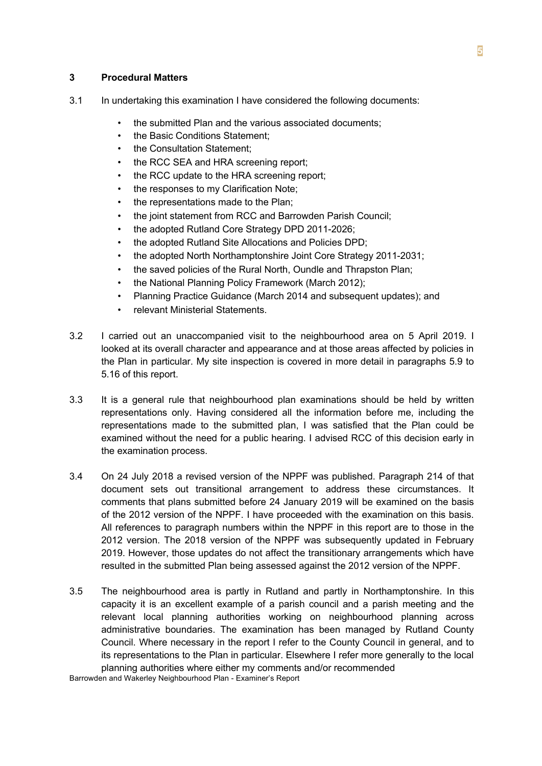## 3 Procedural Matters

3.1 In undertaking this examination I have considered the following documents:

- the submitted Plan and the various associated documents;
- the Basic Conditions Statement;
- the Consultation Statement;
- the RCC SEA and HRA screening report;
- the RCC update to the HRA screening report;
- the responses to my Clarification Note;
- the representations made to the Plan;
- the joint statement from RCC and Barrowden Parish Council;
- the adopted Rutland Core Strategy DPD 2011-2026;
- the adopted Rutland Site Allocations and Policies DPD;
- the adopted North Northamptonshire Joint Core Strategy 2011-2031;
- the saved policies of the Rural North, Oundle and Thrapston Plan;
- the National Planning Policy Framework (March 2012);
- Planning Practice Guidance (March 2014 and subsequent updates); and
- relevant Ministerial Statements.

3.2 I carried out an unaccompanied visit to the neighbourhood area on 5 April 2019. I looked at its overall character and appearance and at those areas affected by policies in the Plan in particular. My site inspection is covered in more detail in paragraphs 5.9 to 5.16 of this report.

3.3 It is a general rule that neighbourhood plan examinations should be held by written representations only. Having considered all the information before me, including the representations made to the submitted plan, I was satisfied that the Plan could be examined without the need for a public hearing. I advised RCC of this decision early in the examination process.

3.4 On 24 July 2018 a revised version of the NPPF was published. Paragraph 214 of that document sets out transitional arrangement to address these circumstances. It comments that plans submitted before 24 January 2019 will be examined on the basis of the 2012 version of the NPPF. I have proceeded with the examination on this basis. All references to paragraph numbers within the NPPF in this report are to those in the 2012 version. The 2018 version of the NPPF was subsequently updated in February 2019. However, those updates do not affect the transitionary arrangements which have resulted in the submitted Plan being assessed against the 2012 version of the NPPF.

3.5 The neighbourhood area is partly in Rutland and partly in Northamptonshire. In this capacity it is an excellent example of a parish council and a parish meeting and the relevant local planning authorities working on neighbourhood planning across administrative boundaries. The examination has been managed by Rutland County Council. Where necessary in the report I refer to the County Council in general, and to its representations to the Plan in particular. Elsewhere I refer more generally to the local planning authorities where either my comments and/or recommended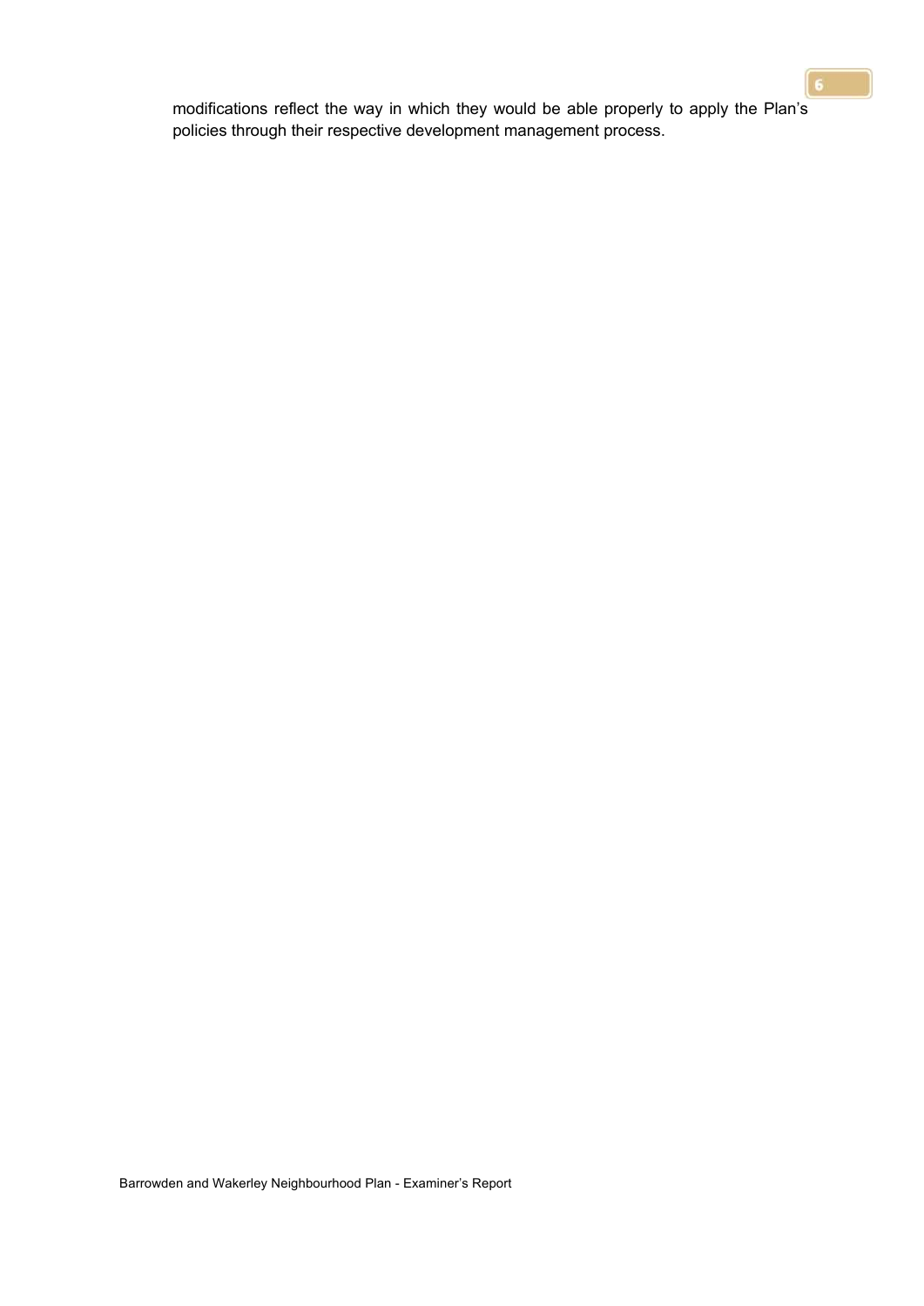modifications reflect the way in which they would be able properly to apply the Plan's policies through their respective development management process.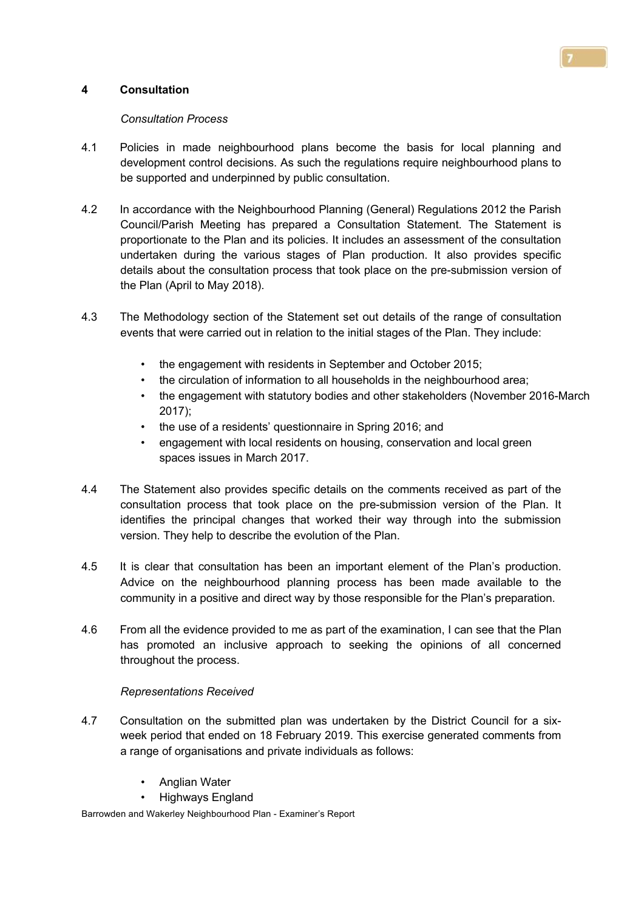## 4 Consultation

*Consultation Process*

4.1 Policies in made neighbourhood plans become the basis for local planning and development control decisions. As such the regulations require neighbourhood plans to be supported and underpinned by public consultation.

4.2 In accordance with the Neighbourhood Planning (General) Regulations 2012 the Parish Council/Parish Meeting has prepared a Consultation Statement. The Statement is proportionate to the Plan and its policies. It includes an assessment of the consultation undertaken during the various stages of Plan production. It also provides specific details about the consultation process that took place on the pre-submission version of the Plan (April to May 2018).

4.3 The Methodology section of the Statement set out details of the range of consultation events that were carried out in relation to the initial stages of the Plan. They include:

- the engagement with residents in September and October 2015;
- the circulation of information to all households in the neighbourhood area;
- the engagement with statutory bodies and other stakeholders (November 2016-March 2017);
- the use of a residents' questionnaire in Spring 2016; and
- engagement with local residents on housing, conservation and local green spaces issues in March 2017.

4.4 The Statement also provides specific details on the comments received as part of the consultation process that took place on the pre-submission version of the Plan. It identifies the principal changes that worked their way through into the submission version. They help to describe the evolution of the Plan.

4.5 It is clear that consultation has been an important element of the Plan's production. Advice on the neighbourhood planning process has been made available to the community in a positive and direct way by those responsible for the Plan's preparation.

4.6 From all the evidence provided to me as part of the examination, I can see that the Plan has promoted an inclusive approach to seeking the opinions of all concerned throughout the process.

*Representations Received*

4.7 Consultation on the submitted plan was undertaken by the District Council for a six-week period that ended on 18 February 2019. This exercise generated comments from a range of organisations and private individuals as follows:

- Anglian Water
- Highways England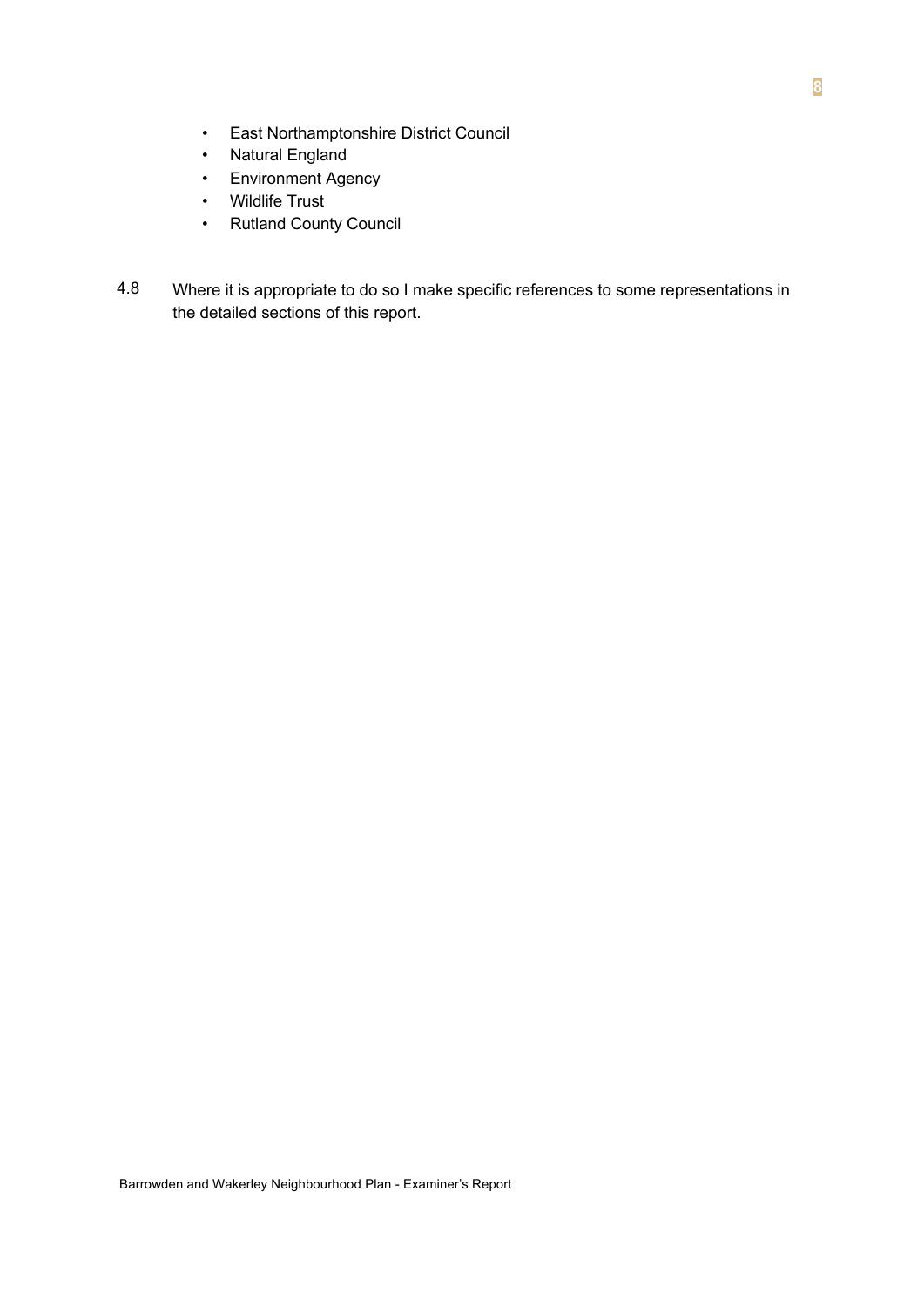- East Northamptonshire District Council
- Natural England
- Environment Agency
- Wildlife Trust
- Rutland County Council

4.8 Where it is appropriate to do so I make specific references to some representations in the detailed sections of this report.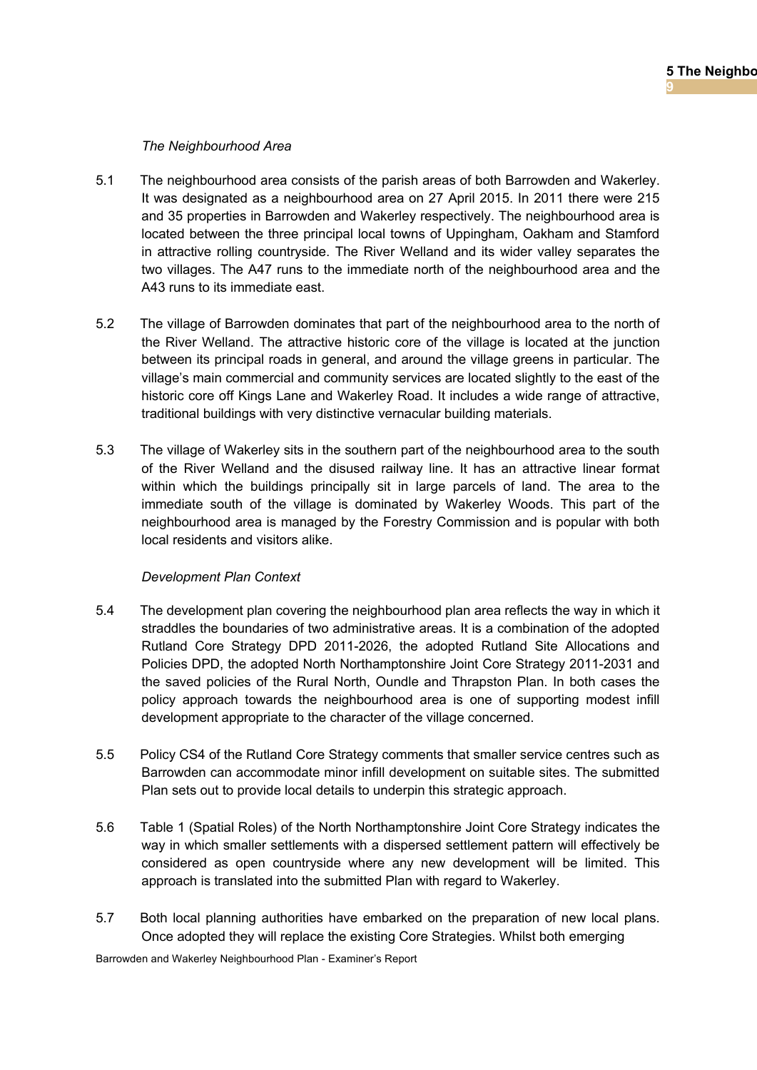*The Neighbourhood Area*

5.1 The neighbourhood area consists of the parish areas of both Barrowden and Wakerley. It was designated as a neighbourhood area on 27 April 2015. In 2011 there were 215 and 35 properties in Barrowden and Wakerley respectively. The neighbourhood area is located between the three principal local towns of Uppingham, Oakham and Stamford in attractive rolling countryside. The River Welland and its wider valley separates the two villages. The A47 runs to the immediate north of the neighbourhood area and the A43 runs to its immediate east.

5.2 The village of Barrowden dominates that part of the neighbourhood area to the north of the River Welland. The attractive historic core of the village is located at the junction between its principal roads in general, and around the village greens in particular. The village's main commercial and community services are located slightly to the east of the historic core off Kings Lane and Wakerley Road. It includes a wide range of attractive, traditional buildings with very distinctive vernacular building materials.

5.3 The village of Wakerley sits in the southern part of the neighbourhood area to the south of the River Welland and the disused railway line. It has an attractive linear format within which the buildings principally sit in large parcels of land. The area to the immediate south of the village is dominated by Wakerley Woods. This part of the neighbourhood area is managed by the Forestry Commission and is popular with both local residents and visitors alike.

*Development Plan Context*

5.4 The development plan covering the neighbourhood plan area reflects the way in which it straddles the boundaries of two administrative areas. It is a combination of the adopted Rutland Core Strategy DPD 2011-2026, the adopted Rutland Site Allocations and Policies DPD, the adopted North Northamptonshire Joint Core Strategy 2011-2031 and the saved policies of the Rural North, Oundle and Thrapston Plan. In both cases the policy approach towards the neighbourhood area is one of supporting modest infill development appropriate to the character of the village concerned.

5.5 Policy CS4 of the Rutland Core Strategy comments that smaller service centres such as Barrowden can accommodate minor infill development on suitable sites. The submitted Plan sets out to provide local details to underpin this strategic approach.

5.6 Table 1 (Spatial Roles) of the North Northamptonshire Joint Core Strategy indicates the way in which smaller settlements with a dispersed settlement pattern will effectively be considered as open countryside where any new development will be limited. This approach is translated into the submitted Plan with regard to Wakerley.

5.7 Both local planning authorities have embarked on the preparation of new local plans. Once adopted they will replace the existing Core Strategies. Whilst both emerging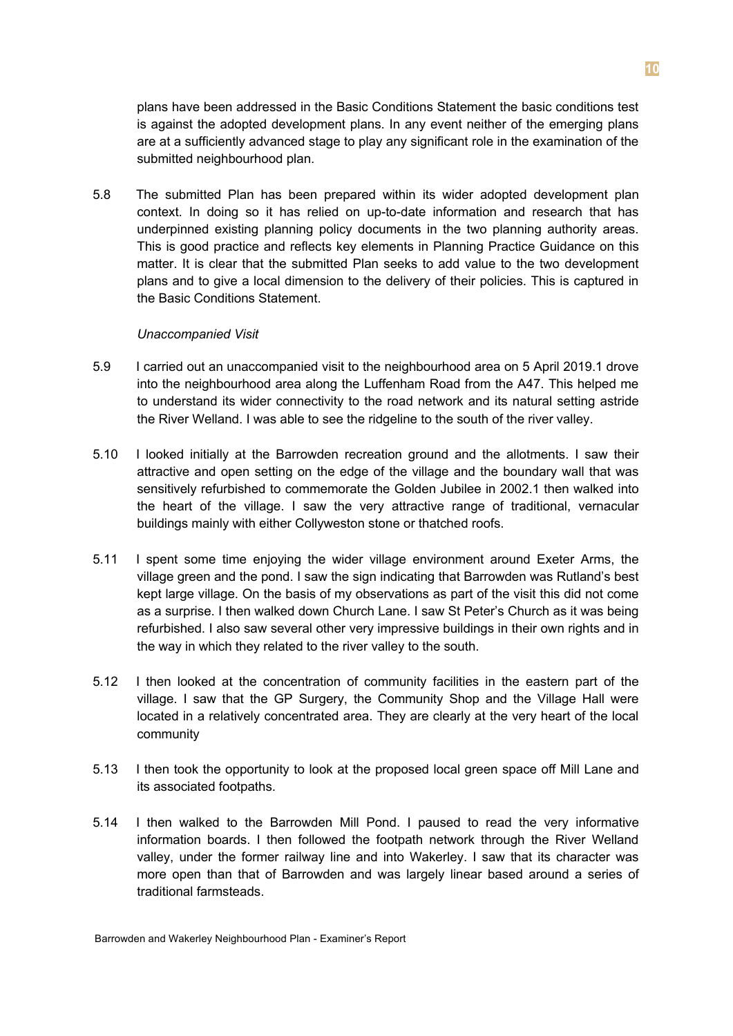plans have been addressed in the Basic Conditions Statement the basic conditions test is against the adopted development plans. In any event neither of the emerging plans are at a sufficiently advanced stage to play any significant role in the examination of the submitted neighbourhood plan.

5.8 The submitted Plan has been prepared within its wider adopted development plan context. In doing so it has relied on up-to-date information and research that has underpinned existing planning policy documents in the two planning authority areas. This is good practice and reflects key elements in Planning Practice Guidance on this matter. It is clear that the submitted Plan seeks to add value to the two development plans and to give a local dimension to the delivery of their policies. This is captured in the Basic Conditions Statement.

*Unaccompanied Visit*

5.9 I carried out an unaccompanied visit to the neighbourhood area on 5 April 2019.1 drove into the neighbourhood area along the Luffenham Road from the A47. This helped me to understand its wider connectivity to the road network and its natural setting astride the River Welland. I was able to see the ridgeline to the south of the river valley.

5.10 I looked initially at the Barrowden recreation ground and the allotments. I saw their attractive and open setting on the edge of the village and the boundary wall that was sensitively refurbished to commemorate the Golden Jubilee in 2002.1 then walked into the heart of the village. I saw the very attractive range of traditional, vernacular buildings mainly with either Collyweston stone or thatched roofs.

5.11 I spent some time enjoying the wider village environment around Exeter Arms, the village green and the pond. I saw the sign indicating that Barrowden was Rutland's best kept large village. On the basis of my observations as part of the visit this did not come as a surprise. I then walked down Church Lane. I saw St Peter's Church as it was being refurbished. I also saw several other very impressive buildings in their own rights and in the way in which they related to the river valley to the south.

5.12 I then looked at the concentration of community facilities in the eastern part of the village. I saw that the GP Surgery, the Community Shop and the Village Hall were located in a relatively concentrated area. They are clearly at the very heart of the local community

5.13 I then took the opportunity to look at the proposed local green space off Mill Lane and its associated footpaths.

5.14 I then walked to the Barrowden Mill Pond. I paused to read the very informative information boards. I then followed the footpath network through the River Welland valley, under the former railway line and into Wakerley. I saw that its character was more open than that of Barrowden and was largely linear based around a series of traditional farmsteads.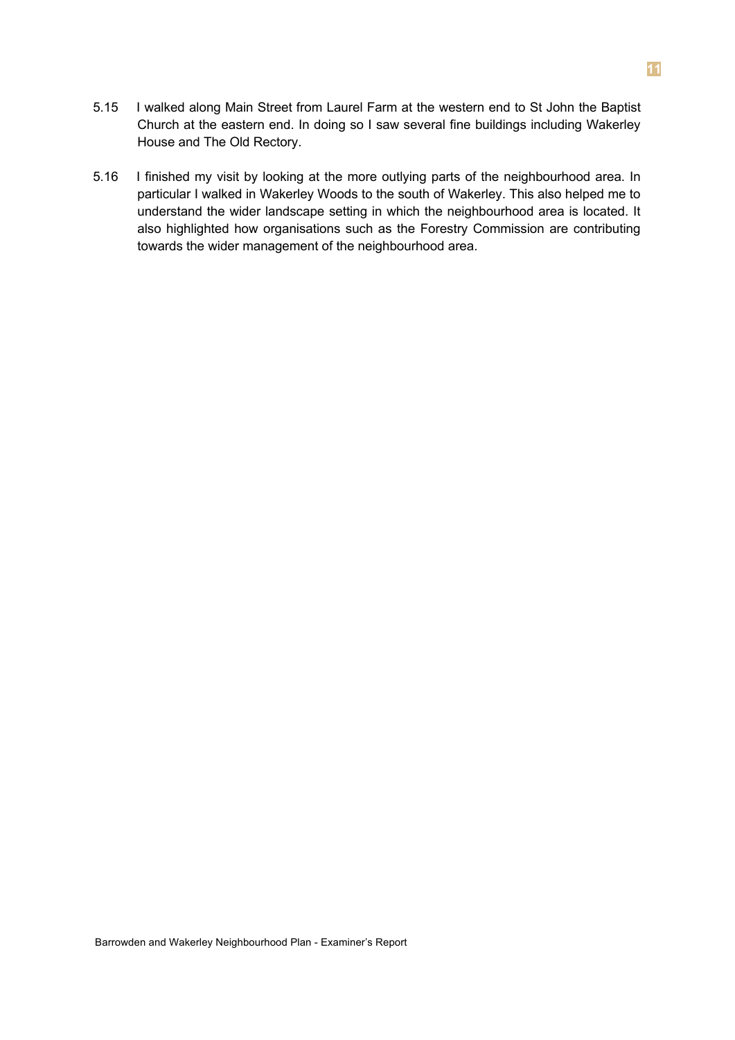5.15 I walked along Main Street from Laurel Farm at the western end to St John the Baptist Church at the eastern end. In doing so I saw several fine buildings including Wakerley House and The Old Rectory.

5.16 I finished my visit by looking at the more outlying parts of the neighbourhood area. In particular I walked in Wakerley Woods to the south of Wakerley. This also helped me to understand the wider landscape setting in which the neighbourhood area is located. It also highlighted how organisations such as the Forestry Commission are contributing towards the wider management of the neighbourhood area.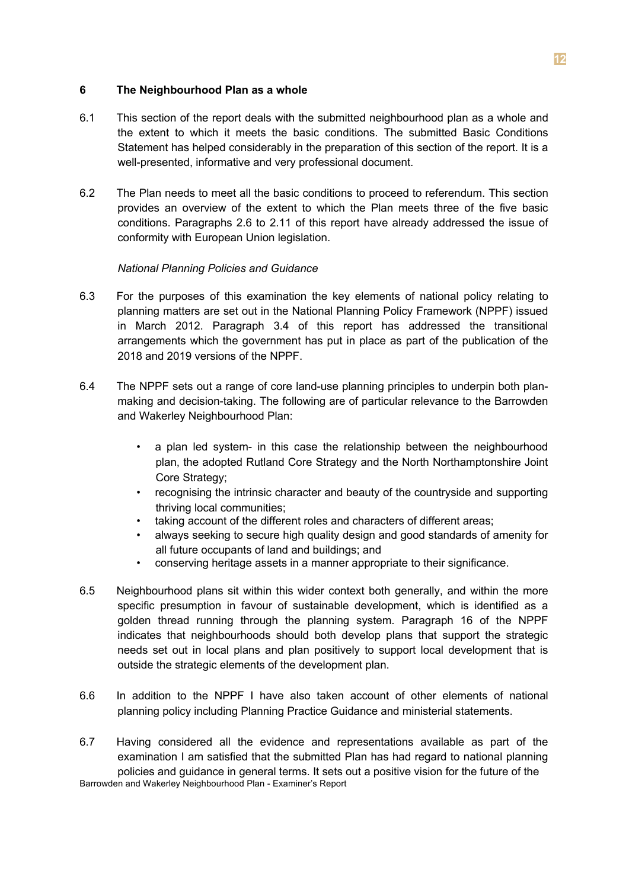## 6 The Neighbourhood Plan as a whole

6.1 This section of the report deals with the submitted neighbourhood plan as a whole and the extent to which it meets the basic conditions. The submitted Basic Conditions Statement has helped considerably in the preparation of this section of the report. It is a well-presented, informative and very professional document.

6.2 The Plan needs to meet all the basic conditions to proceed to referendum. This section provides an overview of the extent to which the Plan meets three of the five basic conditions. Paragraphs 2.6 to 2.11 of this report have already addressed the issue of conformity with European Union legislation.

*National Planning Policies and Guidance*

6.3 For the purposes of this examination the key elements of national policy relating to planning matters are set out in the National Planning Policy Framework (NPPF) issued in March 2012. Paragraph 3.4 of this report has addressed the transitional arrangements which the government has put in place as part of the publication of the 2018 and 2019 versions of the NPPF.

6.4 The NPPF sets out a range of core land-use planning principles to underpin both plan-making and decision-taking. The following are of particular relevance to the Barrowden and Wakerley Neighbourhood Plan:

- a plan led system- in this case the relationship between the neighbourhood plan, the adopted Rutland Core Strategy and the North Northamptonshire Joint Core Strategy;
- recognising the intrinsic character and beauty of the countryside and supporting thriving local communities;
- taking account of the different roles and characters of different areas;
- always seeking to secure high quality design and good standards of amenity for all future occupants of land and buildings; and
- conserving heritage assets in a manner appropriate to their significance.

6.5 Neighbourhood plans sit within this wider context both generally, and within the more specific presumption in favour of sustainable development, which is identified as a golden thread running through the planning system. Paragraph 16 of the NPPF indicates that neighbourhoods should both develop plans that support the strategic needs set out in local plans and plan positively to support local development that is outside the strategic elements of the development plan.

6.6 In addition to the NPPF I have also taken account of other elements of national planning policy including Planning Practice Guidance and ministerial statements.

6.7 Having considered all the evidence and representations available as part of the examination I am satisfied that the submitted Plan has had regard to national planning policies and guidance in general terms. It sets out a positive vision for the future of the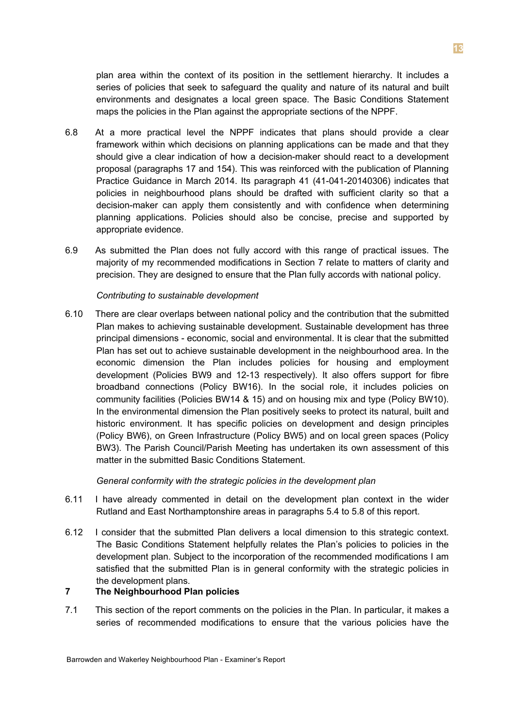plan area within the context of its position in the settlement hierarchy. It includes a series of policies that seek to safeguard the quality and nature of its natural and built environments and designates a local green space. The Basic Conditions Statement maps the policies in the Plan against the appropriate sections of the NPPF.

6.8 At a more practical level the NPPF indicates that plans should provide a clear framework within which decisions on planning applications can be made and that they should give a clear indication of how a decision-maker should react to a development proposal (paragraphs 17 and 154). This was reinforced with the publication of Planning Practice Guidance in March 2014. Its paragraph 41 (41-041-20140306) indicates that policies in neighbourhood plans should be drafted with sufficient clarity so that a decision-maker can apply them consistently and with confidence when determining planning applications. Policies should also be concise, precise and supported by appropriate evidence.

6.9 As submitted the Plan does not fully accord with this range of practical issues. The majority of my recommended modifications in Section 7 relate to matters of clarity and precision. They are designed to ensure that the Plan fully accords with national policy.

*Contributing to sustainable development*

6.10 There are clear overlaps between national policy and the contribution that the submitted Plan makes to achieving sustainable development. Sustainable development has three principal dimensions - economic, social and environmental. It is clear that the submitted Plan has set out to achieve sustainable development in the neighbourhood area. In the economic dimension the Plan includes policies for housing and employment development (Policies BW9 and 12-13 respectively). It also offers support for fibre broadband connections (Policy BW16). In the social role, it includes policies on community facilities (Policies BW14 & 15) and on housing mix and type (Policy BW10). In the environmental dimension the Plan positively seeks to protect its natural, built and historic environment. It has specific policies on development and design principles (Policy BW6), on Green Infrastructure (Policy BW5) and on local green spaces (Policy BW3). The Parish Council/Parish Meeting has undertaken its own assessment of this matter in the submitted Basic Conditions Statement.

*General conformity with the strategic policies in the development plan*

6.11 I have already commented in detail on the development plan context in the wider Rutland and East Northamptonshire areas in paragraphs 5.4 to 5.8 of this report.

6.12 I consider that the submitted Plan delivers a local dimension to this strategic context. The Basic Conditions Statement helpfully relates the Plan's policies to policies in the development plan. Subject to the incorporation of the recommended modifications I am satisfied that the submitted Plan is in general conformity with the strategic policies in the development plans.

## 7 The Neighbourhood Plan policies

7.1 This section of the report comments on the policies in the Plan. In particular, it makes a series of recommended modifications to ensure that the various policies have the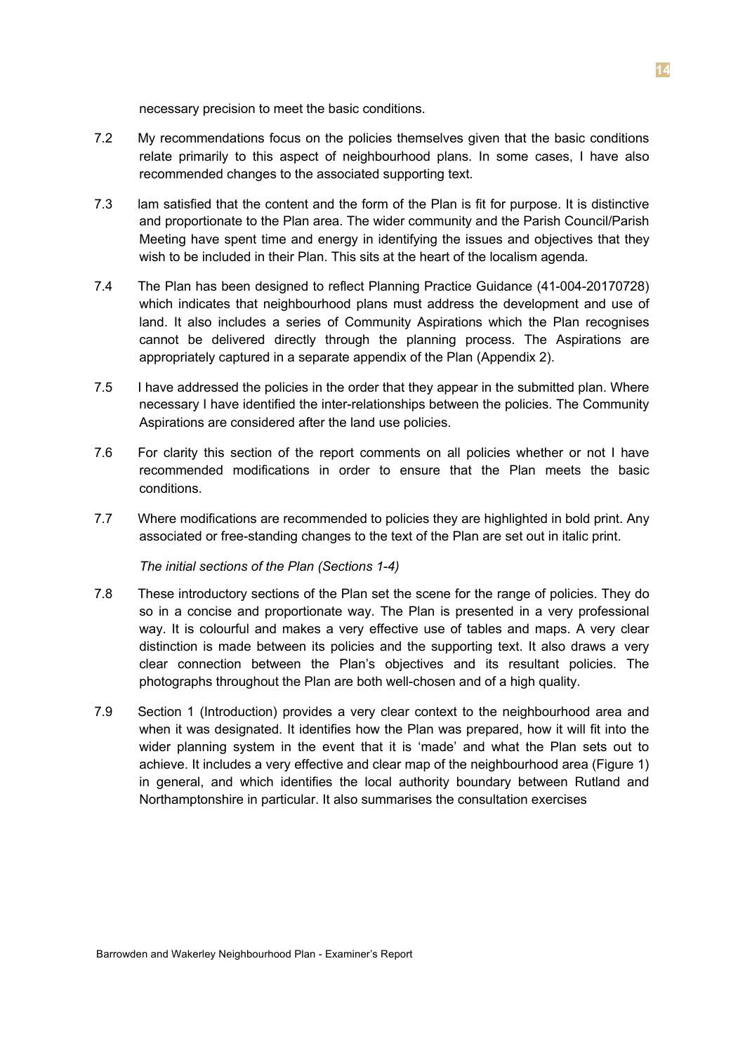necessary precision to meet the basic conditions.

7.2 My recommendations focus on the policies themselves given that the basic conditions relate primarily to this aspect of neighbourhood plans. In some cases, I have also recommended changes to the associated supporting text.

7.3 Iam satisfied that the content and the form of the Plan is fit for purpose. It is distinctive and proportionate to the Plan area. The wider community and the Parish Council/Parish Meeting have spent time and energy in identifying the issues and objectives that they wish to be included in their Plan. This sits at the heart of the localism agenda.

7.4 The Plan has been designed to reflect Planning Practice Guidance (41-004-20170728) which indicates that neighbourhood plans must address the development and use of land. It also includes a series of Community Aspirations which the Plan recognises cannot be delivered directly through the planning process. The Aspirations are appropriately captured in a separate appendix of the Plan (Appendix 2).

7.5 I have addressed the policies in the order that they appear in the submitted plan. Where necessary I have identified the inter-relationships between the policies. The Community Aspirations are considered after the land use policies.

7.6 For clarity this section of the report comments on all policies whether or not I have recommended modifications in order to ensure that the Plan meets the basic conditions.

7.7 Where modifications are recommended to policies they are highlighted in bold print. Any associated or free-standing changes to the text of the Plan are set out in italic print.

*The initial sections of the Plan (Sections 1-4)*

7.8 These introductory sections of the Plan set the scene for the range of policies. They do so in a concise and proportionate way. The Plan is presented in a very professional way. It is colourful and makes a very effective use of tables and maps. A very clear distinction is made between its policies and the supporting text. It also draws a very clear connection between the Plan's objectives and its resultant policies. The photographs throughout the Plan are both well-chosen and of a high quality.

7.9 Section 1 (Introduction) provides a very clear context to the neighbourhood area and when it was designated. It identifies how the Plan was prepared, how it will fit into the wider planning system in the event that it is 'made' and what the Plan sets out to achieve. It includes a very effective and clear map of the neighbourhood area (Figure 1) in general, and which identifies the local authority boundary between Rutland and Northamptonshire in particular. It also summarises the consultation exercises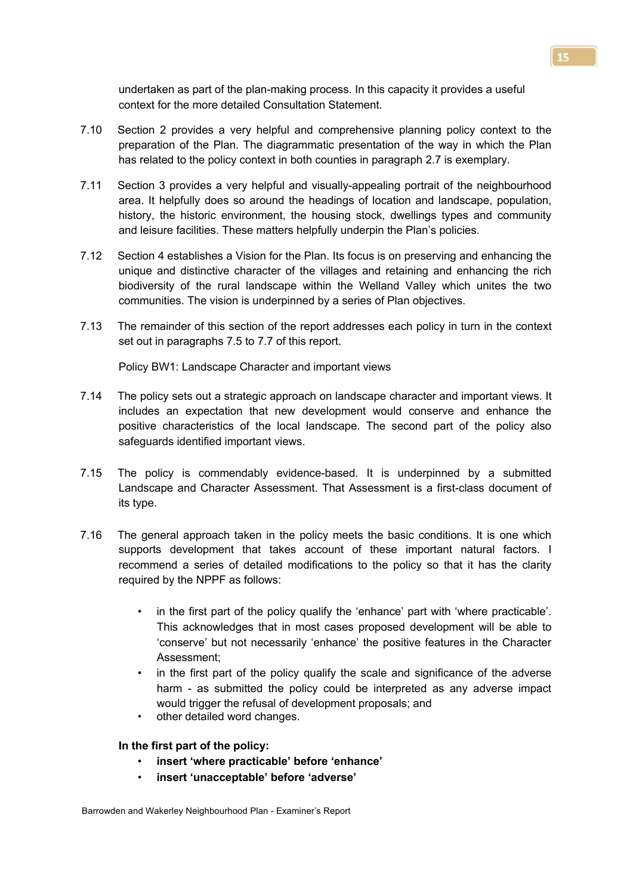undertaken as part of the plan-making process. In this capacity it provides a useful context for the more detailed Consultation Statement.

7.10 Section 2 provides a very helpful and comprehensive planning policy context to the preparation of the Plan. The diagrammatic presentation of the way in which the Plan has related to the policy context in both counties in paragraph 2.7 is exemplary.

7.11 Section 3 provides a very helpful and visually-appealing portrait of the neighbourhood area. It helpfully does so around the headings of location and landscape, population, history, the historic environment, the housing stock, dwellings types and community and leisure facilities. These matters helpfully underpin the Plan's policies.

7.12 Section 4 establishes a Vision for the Plan. Its focus is on preserving and enhancing the unique and distinctive character of the villages and retaining and enhancing the rich biodiversity of the rural landscape within the Welland Valley which unites the two communities. The vision is underpinned by a series of Plan objectives.

7.13 The remainder of this section of the report addresses each policy in turn in the context set out in paragraphs 7.5 to 7.7 of this report.

Policy BW1: Landscape Character and important views

7.14 The policy sets out a strategic approach on landscape character and important views. It includes an expectation that new development would conserve and enhance the positive characteristics of the local landscape. The second part of the policy also safeguards identified important views.

7.15 The policy is commendably evidence-based. It is underpinned by a submitted Landscape and Character Assessment. That Assessment is a first-class document of its type.

7.16 The general approach taken in the policy meets the basic conditions. It is one which supports development that takes account of these important natural factors. I recommend a series of detailed modifications to the policy so that it has the clarity required by the NPPF as follows:

- in the first part of the policy qualify the 'enhance' part with 'where practicable'. This acknowledges that in most cases proposed development will be able to 'conserve' but not necessarily 'enhance' the positive features in the Character Assessment;
- in the first part of the policy qualify the scale and significance of the adverse harm - as submitted the policy could be interpreted as any adverse impact would trigger the refusal of development proposals; and
- other detailed word changes.

**In the first part of the policy:**

- **insert 'where practicable' before 'enhance'**
- **insert 'unacceptable' before 'adverse'**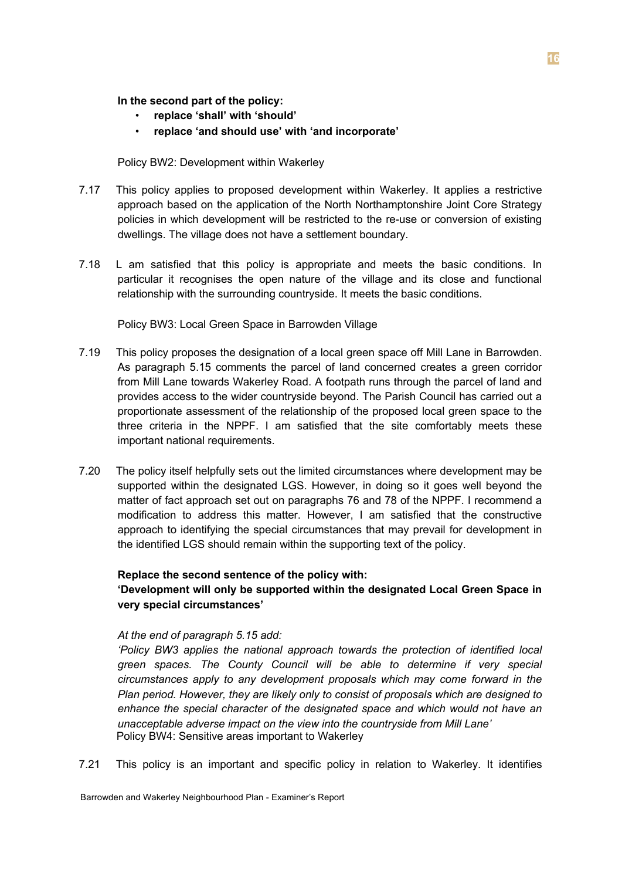**In the second part of the policy:**

- **replace 'shall' with 'should'**
- **replace 'and should use' with 'and incorporate'**

Policy BW2: Development within Wakerley

7.17 This policy applies to proposed development within Wakerley. It applies a restrictive approach based on the application of the North Northamptonshire Joint Core Strategy policies in which development will be restricted to the re-use or conversion of existing dwellings. The village does not have a settlement boundary.

7.18 L am satisfied that this policy is appropriate and meets the basic conditions. In particular it recognises the open nature of the village and its close and functional relationship with the surrounding countryside. It meets the basic conditions.

Policy BW3: Local Green Space in Barrowden Village

7.19 This policy proposes the designation of a local green space off Mill Lane in Barrowden. As paragraph 5.15 comments the parcel of land concerned creates a green corridor from Mill Lane towards Wakerley Road. A footpath runs through the parcel of land and provides access to the wider countryside beyond. The Parish Council has carried out a proportionate assessment of the relationship of the proposed local green space to the three criteria in the NPPF. I am satisfied that the site comfortably meets these important national requirements.

7.20 The policy itself helpfully sets out the limited circumstances where development may be supported within the designated LGS. However, in doing so it goes well beyond the matter of fact approach set out on paragraphs 76 and 78 of the NPPF. I recommend a modification to address this matter. However, I am satisfied that the constructive approach to identifying the special circumstances that may prevail for development in the identified LGS should remain within the supporting text of the policy.

**Replace the second sentence of the policy with:**
**'Development will only be supported within the designated Local Green Space in very special circumstances'**

*At the end of paragraph 5.15 add:*
*'Policy BW3 applies the national approach towards the protection of identified local green spaces. The County Council will be able to determine if very special circumstances apply to any development proposals which may come forward in the Plan period. However, they are likely only to consist of proposals which are designed to enhance the special character of the designated space and which would not have an unacceptable adverse impact on the view into the countryside from Mill Lane'*

Policy BW4: Sensitive areas important to Wakerley

7.21 This policy is an important and specific policy in relation to Wakerley. It identifies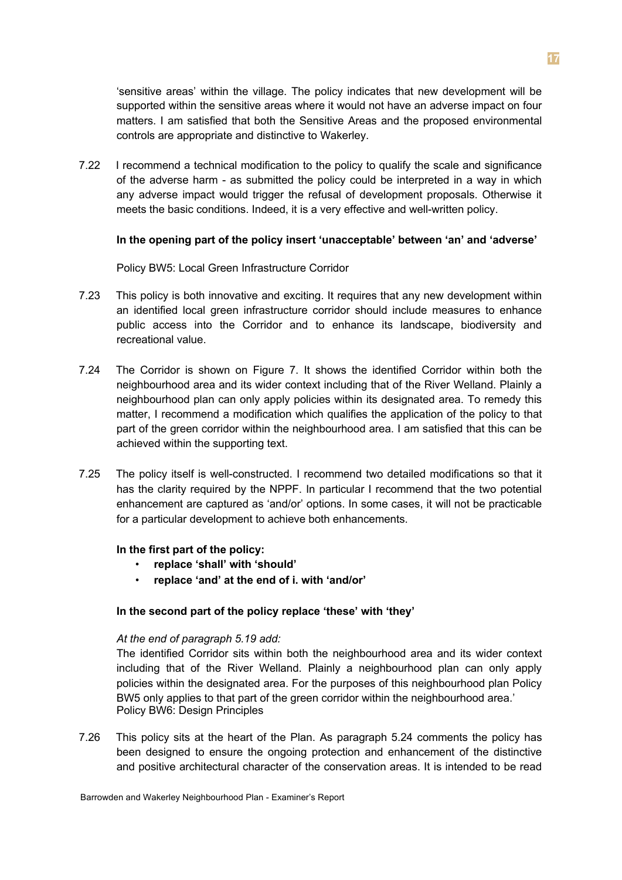'sensitive areas' within the village. The policy indicates that new development will be supported within the sensitive areas where it would not have an adverse impact on four matters. I am satisfied that both the Sensitive Areas and the proposed environmental controls are appropriate and distinctive to Wakerley.

7.22 I recommend a technical modification to the policy to qualify the scale and significance of the adverse harm - as submitted the policy could be interpreted in a way in which any adverse impact would trigger the refusal of development proposals. Otherwise it meets the basic conditions. Indeed, it is a very effective and well-written policy.

**In the opening part of the policy insert 'unacceptable' between 'an' and 'adverse'**

Policy BW5: Local Green Infrastructure Corridor

7.23 This policy is both innovative and exciting. It requires that any new development within an identified local green infrastructure corridor should include measures to enhance public access into the Corridor and to enhance its landscape, biodiversity and recreational value.

7.24 The Corridor is shown on Figure 7. It shows the identified Corridor within both the neighbourhood area and its wider context including that of the River Welland. Plainly a neighbourhood plan can only apply policies within its designated area. To remedy this matter, I recommend a modification which qualifies the application of the policy to that part of the green corridor within the neighbourhood area. I am satisfied that this can be achieved within the supporting text.

7.25 The policy itself is well-constructed. I recommend two detailed modifications so that it has the clarity required by the NPPF. In particular I recommend that the two potential enhancement are captured as 'and/or' options. In some cases, it will not be practicable for a particular development to achieve both enhancements.

**In the first part of the policy:**

- **replace 'shall' with 'should'**
- **replace 'and' at the end of i. with 'and/or'**

**In the second part of the policy replace 'these' with 'they'**

*At the end of paragraph 5.19 add:*

The identified Corridor sits within both the neighbourhood area and its wider context including that of the River Welland. Plainly a neighbourhood plan can only apply policies within the designated area. For the purposes of this neighbourhood plan Policy BW5 only applies to that part of the green corridor within the neighbourhood area.'

Policy BW6: Design Principles

7.26 This policy sits at the heart of the Plan. As paragraph 5.24 comments the policy has been designed to ensure the ongoing protection and enhancement of the distinctive and positive architectural character of the conservation areas. It is intended to be read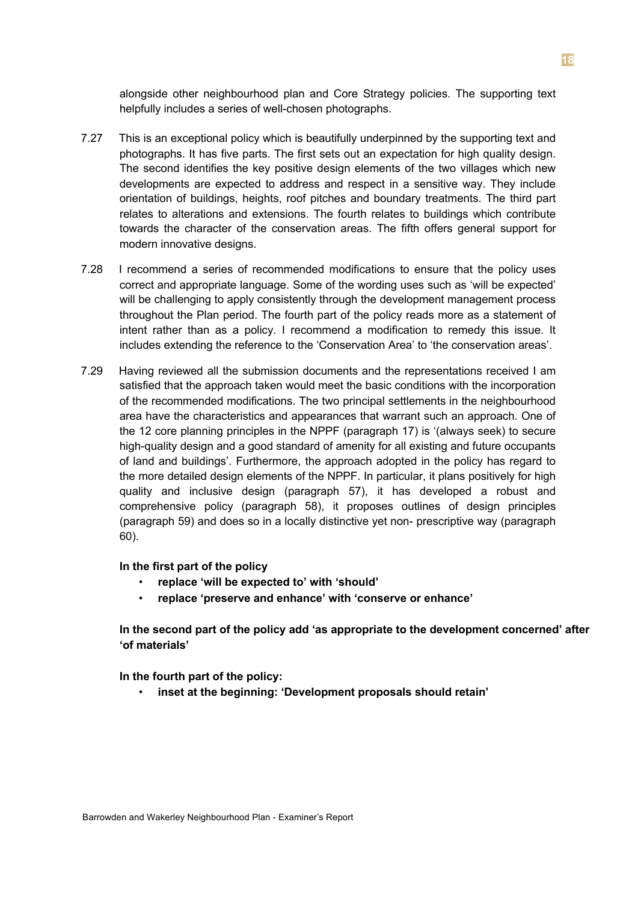alongside other neighbourhood plan and Core Strategy policies. The supporting text helpfully includes a series of well-chosen photographs.

7.27 This is an exceptional policy which is beautifully underpinned by the supporting text and photographs. It has five parts. The first sets out an expectation for high quality design. The second identifies the key positive design elements of the two villages which new developments are expected to address and respect in a sensitive way. They include orientation of buildings, heights, roof pitches and boundary treatments. The third part relates to alterations and extensions. The fourth relates to buildings which contribute towards the character of the conservation areas. The fifth offers general support for modern innovative designs.

7.28 I recommend a series of recommended modifications to ensure that the policy uses correct and appropriate language. Some of the wording uses such as 'will be expected' will be challenging to apply consistently through the development management process throughout the Plan period. The fourth part of the policy reads more as a statement of intent rather than as a policy. I recommend a modification to remedy this issue. It includes extending the reference to the 'Conservation Area' to 'the conservation areas'.

7.29 Having reviewed all the submission documents and the representations received I am satisfied that the approach taken would meet the basic conditions with the incorporation of the recommended modifications. The two principal settlements in the neighbourhood area have the characteristics and appearances that warrant such an approach. One of the 12 core planning principles in the NPPF (paragraph 17) is '(always seek) to secure high-quality design and a good standard of amenity for all existing and future occupants of land and buildings'. Furthermore, the approach adopted in the policy has regard to the more detailed design elements of the NPPF. In particular, it plans positively for high quality and inclusive design (paragraph 57), it has developed a robust and comprehensive policy (paragraph 58), it proposes outlines of design principles (paragraph 59) and does so in a locally distinctive yet non- prescriptive way (paragraph 60).

**In the first part of the policy**

- **replace 'will be expected to' with 'should'**
- **replace 'preserve and enhance' with 'conserve or enhance'**

**In the second part of the policy add 'as appropriate to the development concerned' after 'of materials'**

**In the fourth part of the policy:**

- **inset at the beginning: 'Development proposals should retain'**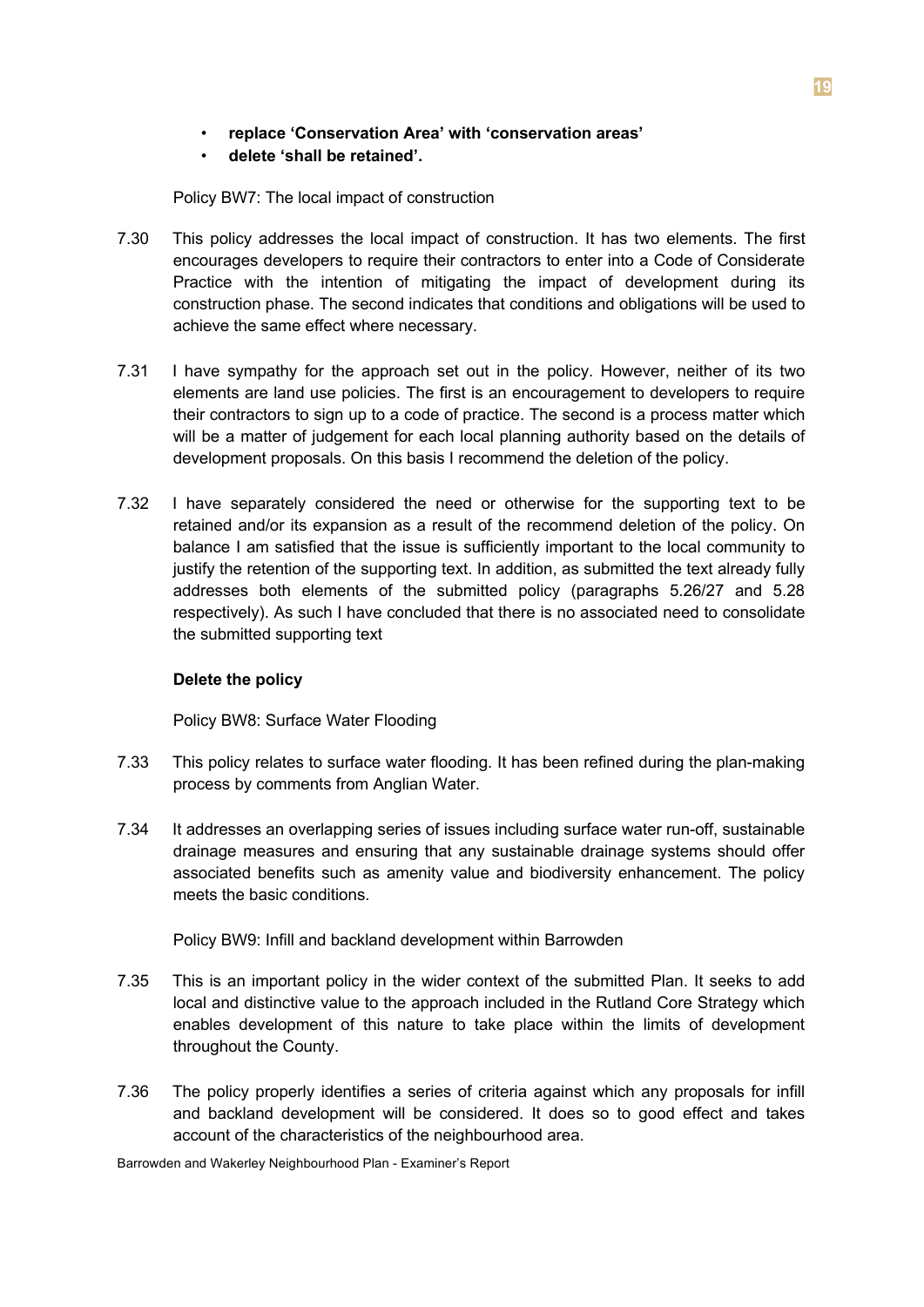- **replace 'Conservation Area' with 'conservation areas'**
- **delete 'shall be retained'.**

Policy BW7: The local impact of construction

7.30 This policy addresses the local impact of construction. It has two elements. The first encourages developers to require their contractors to enter into a Code of Considerate Practice with the intention of mitigating the impact of development during its construction phase. The second indicates that conditions and obligations will be used to achieve the same effect where necessary.

7.31 I have sympathy for the approach set out in the policy. However, neither of its two elements are land use policies. The first is an encouragement to developers to require their contractors to sign up to a code of practice. The second is a process matter which will be a matter of judgement for each local planning authority based on the details of development proposals. On this basis I recommend the deletion of the policy.

7.32 I have separately considered the need or otherwise for the supporting text to be retained and/or its expansion as a result of the recommend deletion of the policy. On balance I am satisfied that the issue is sufficiently important to the local community to justify the retention of the supporting text. In addition, as submitted the text already fully addresses both elements of the submitted policy (paragraphs 5.26/27 and 5.28 respectively). As such I have concluded that there is no associated need to consolidate the submitted supporting text

**Delete the policy**

Policy BW8: Surface Water Flooding

7.33 This policy relates to surface water flooding. It has been refined during the plan-making process by comments from Anglian Water.

7.34 It addresses an overlapping series of issues including surface water run-off, sustainable drainage measures and ensuring that any sustainable drainage systems should offer associated benefits such as amenity value and biodiversity enhancement. The policy meets the basic conditions.

Policy BW9: Infill and backland development within Barrowden

7.35 This is an important policy in the wider context of the submitted Plan. It seeks to add local and distinctive value to the approach included in the Rutland Core Strategy which enables development of this nature to take place within the limits of development throughout the County.

7.36 The policy properly identifies a series of criteria against which any proposals for infill and backland development will be considered. It does so to good effect and takes account of the characteristics of the neighbourhood area.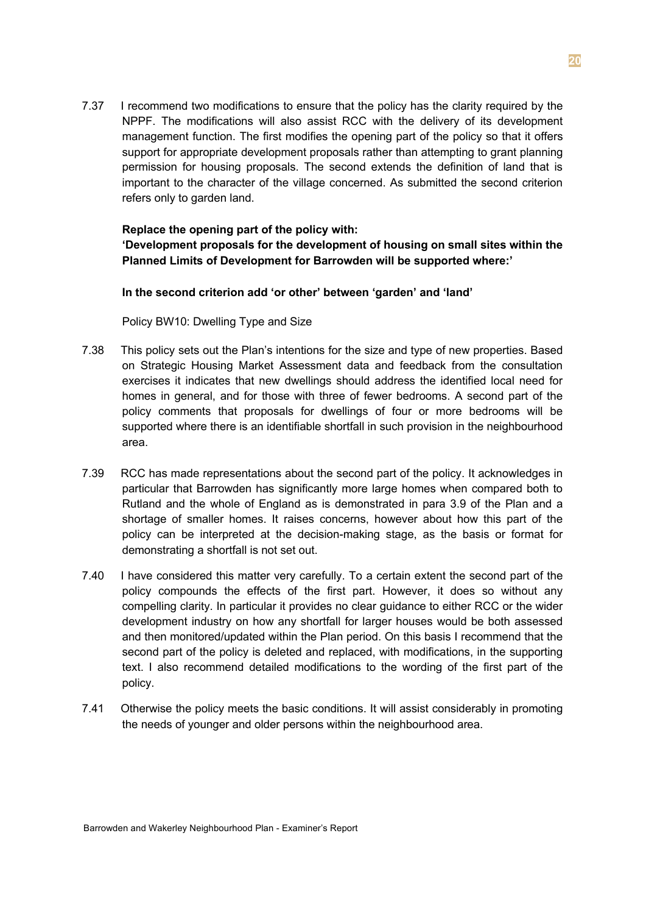7.37 I recommend two modifications to ensure that the policy has the clarity required by the NPPF. The modifications will also assist RCC with the delivery of its development management function. The first modifies the opening part of the policy so that it offers support for appropriate development proposals rather than attempting to grant planning permission for housing proposals. The second extends the definition of land that is important to the character of the village concerned. As submitted the second criterion refers only to garden land.

**Replace the opening part of the policy with:**
**'Development proposals for the development of housing on small sites within the Planned Limits of Development for Barrowden will be supported where:'**

**In the second criterion add 'or other' between 'garden' and 'land'**

Policy BW10: Dwelling Type and Size

7.38 This policy sets out the Plan's intentions for the size and type of new properties. Based on Strategic Housing Market Assessment data and feedback from the consultation exercises it indicates that new dwellings should address the identified local need for homes in general, and for those with three of fewer bedrooms. A second part of the policy comments that proposals for dwellings of four or more bedrooms will be supported where there is an identifiable shortfall in such provision in the neighbourhood area.

7.39 RCC has made representations about the second part of the policy. It acknowledges in particular that Barrowden has significantly more large homes when compared both to Rutland and the whole of England as is demonstrated in para 3.9 of the Plan and a shortage of smaller homes. It raises concerns, however about how this part of the policy can be interpreted at the decision-making stage, as the basis or format for demonstrating a shortfall is not set out.

7.40 I have considered this matter very carefully. To a certain extent the second part of the policy compounds the effects of the first part. However, it does so without any compelling clarity. In particular it provides no clear guidance to either RCC or the wider development industry on how any shortfall for larger houses would be both assessed and then monitored/updated within the Plan period. On this basis I recommend that the second part of the policy is deleted and replaced, with modifications, in the supporting text. I also recommend detailed modifications to the wording of the first part of the policy.

7.41 Otherwise the policy meets the basic conditions. It will assist considerably in promoting the needs of younger and older persons within the neighbourhood area.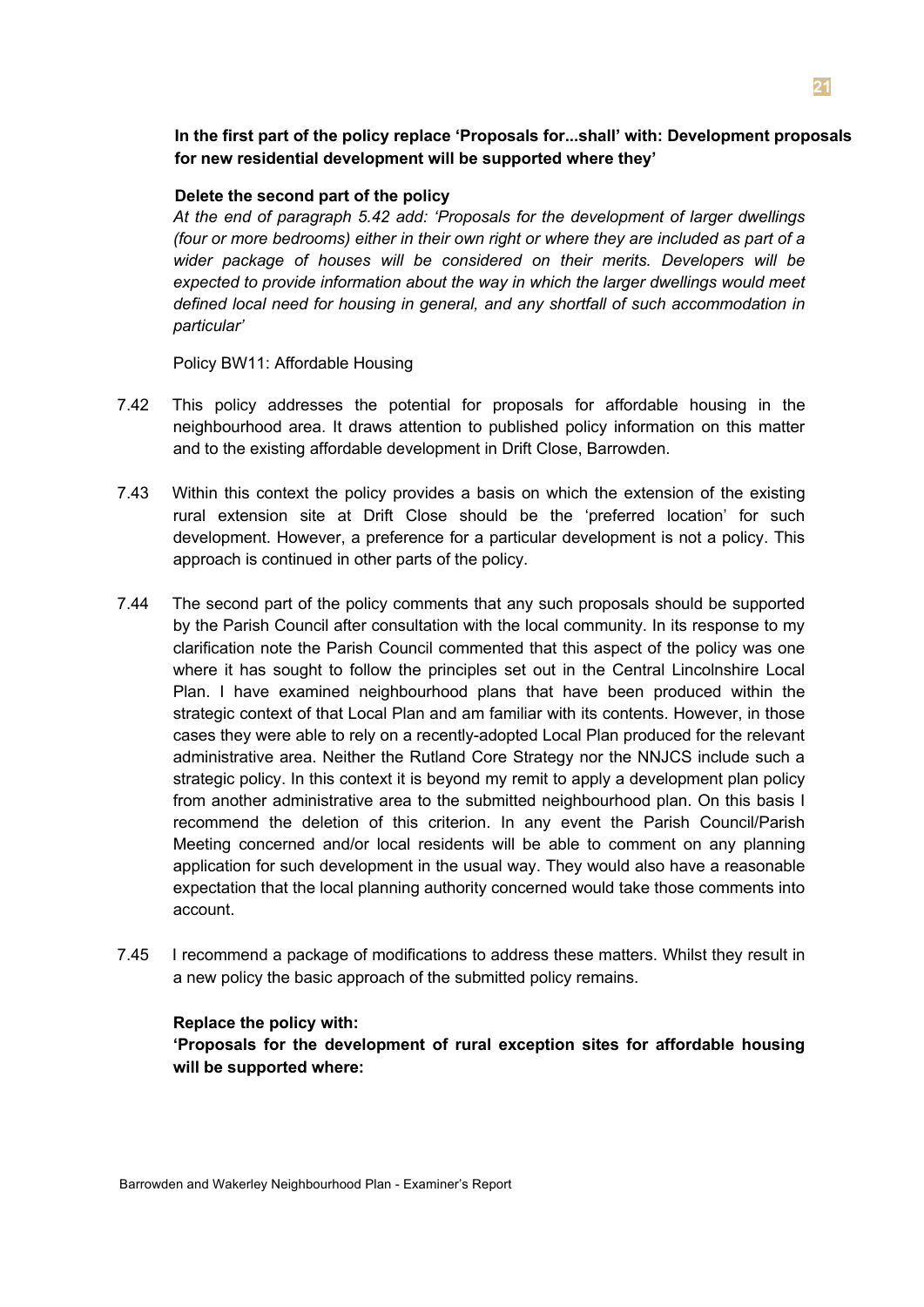**In the first part of the policy replace 'Proposals for...shall' with: Development proposals for new residential development will be supported where they'**

**Delete the second part of the policy**

*At the end of paragraph 5.42 add: 'Proposals for the development of larger dwellings (four or more bedrooms) either in their own right or where they are included as part of a wider package of houses will be considered on their merits. Developers will be expected to provide information about the way in which the larger dwellings would meet defined local need for housing in general, and any shortfall of such accommodation in particular'*

Policy BW11: Affordable Housing

7.42 This policy addresses the potential for proposals for affordable housing in the neighbourhood area. It draws attention to published policy information on this matter and to the existing affordable development in Drift Close, Barrowden.

7.43 Within this context the policy provides a basis on which the extension of the existing rural extension site at Drift Close should be the 'preferred location' for such development. However, a preference for a particular development is not a policy. This approach is continued in other parts of the policy.

7.44 The second part of the policy comments that any such proposals should be supported by the Parish Council after consultation with the local community. In its response to my clarification note the Parish Council commented that this aspect of the policy was one where it has sought to follow the principles set out in the Central Lincolnshire Local Plan. I have examined neighbourhood plans that have been produced within the strategic context of that Local Plan and am familiar with its contents. However, in those cases they were able to rely on a recently-adopted Local Plan produced for the relevant administrative area. Neither the Rutland Core Strategy nor the NNJCS include such a strategic policy. In this context it is beyond my remit to apply a development plan policy from another administrative area to the submitted neighbourhood plan. On this basis I recommend the deletion of this criterion. In any event the Parish Council/Parish Meeting concerned and/or local residents will be able to comment on any planning application for such development in the usual way. They would also have a reasonable expectation that the local planning authority concerned would take those comments into account.

7.45 I recommend a package of modifications to address these matters. Whilst they result in a new policy the basic approach of the submitted policy remains.

**Replace the policy with:**

**'Proposals for the development of rural exception sites for affordable housing will be supported where:**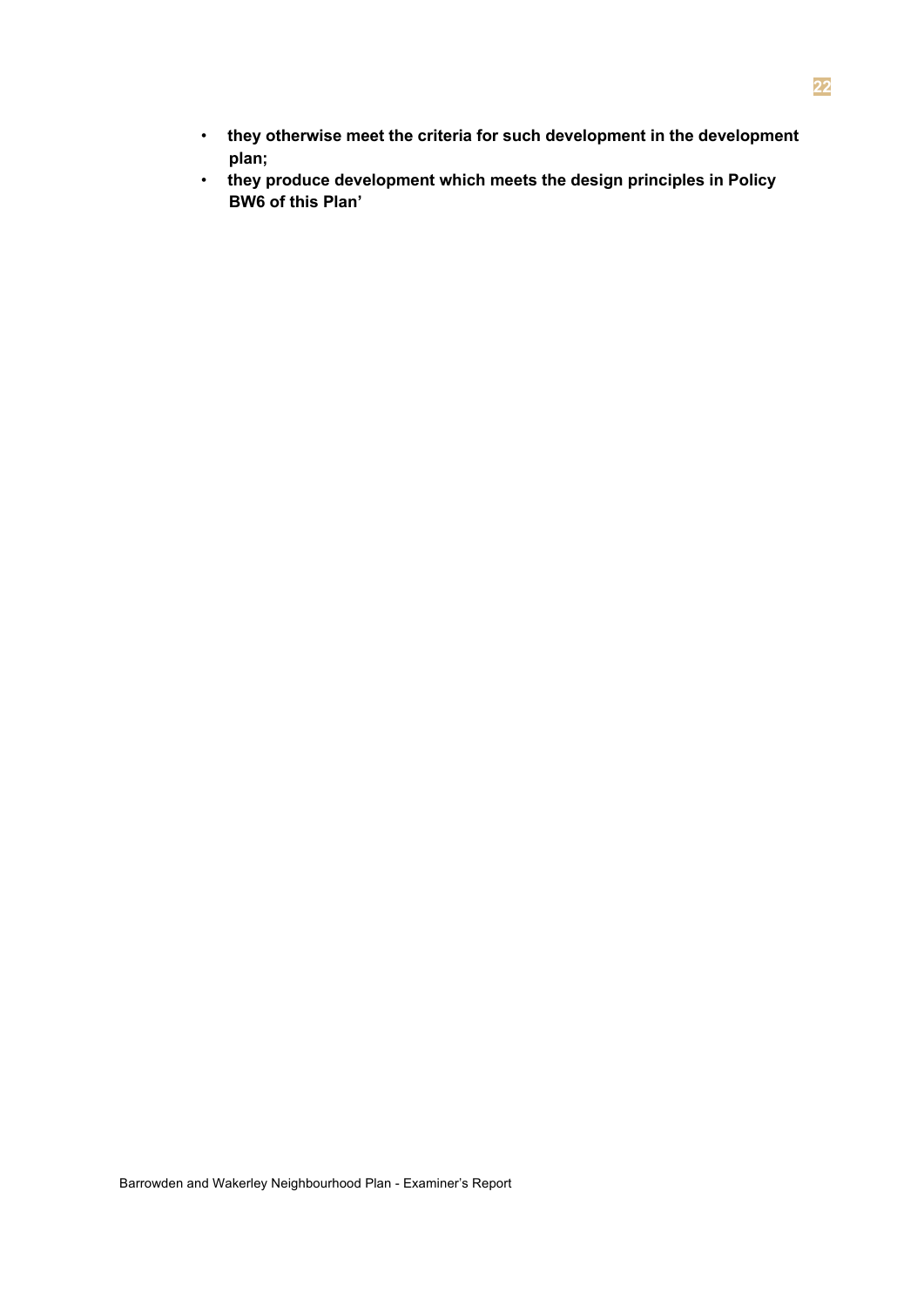- **they otherwise meet the criteria for such development in the development plan;**
- **they produce development which meets the design principles in Policy BW6 of this Plan'**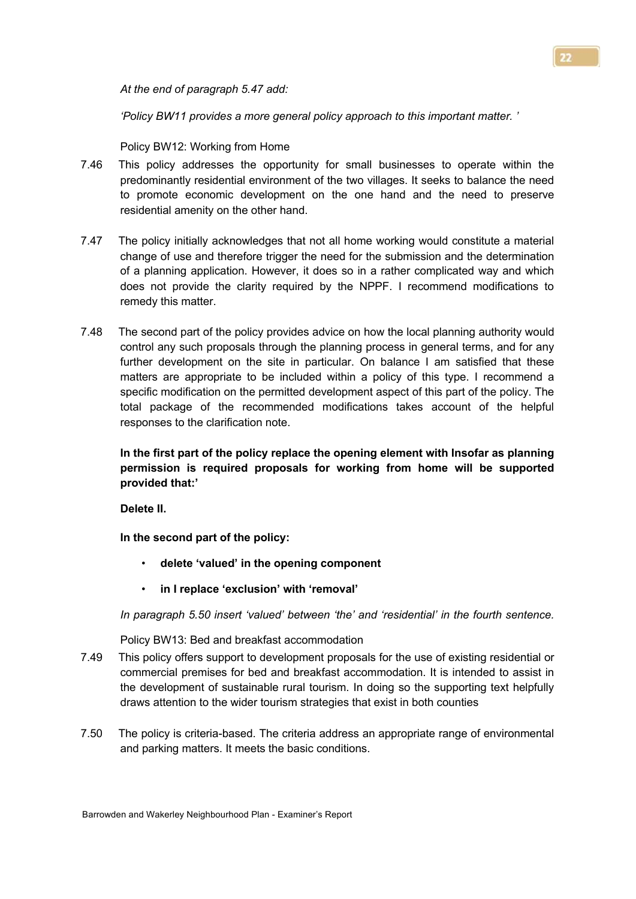*At the end of paragraph 5.47 add:*

*'Policy BW11 provides a more general policy approach to this important matter. '*

Policy BW12: Working from Home

7.46 This policy addresses the opportunity for small businesses to operate within the predominantly residential environment of the two villages. It seeks to balance the need to promote economic development on the one hand and the need to preserve residential amenity on the other hand.

7.47 The policy initially acknowledges that not all home working would constitute a material change of use and therefore trigger the need for the submission and the determination of a planning application. However, it does so in a rather complicated way and which does not provide the clarity required by the NPPF. I recommend modifications to remedy this matter.

7.48 The second part of the policy provides advice on how the local planning authority would control any such proposals through the planning process in general terms, and for any further development on the site in particular. On balance I am satisfied that these matters are appropriate to be included within a policy of this type. I recommend a specific modification on the permitted development aspect of this part of the policy. The total package of the recommended modifications takes account of the helpful responses to the clarification note.

**In the first part of the policy replace the opening element with Insofar as planning permission is required proposals for working from home will be supported provided that:'**

**Delete II.**

**In the second part of the policy:**

- **delete 'valued' in the opening component**
- **in I replace 'exclusion' with 'removal'**

*In paragraph 5.50 insert 'valued' between 'the' and 'residential' in the fourth sentence.*

Policy BW13: Bed and breakfast accommodation

7.49 This policy offers support to development proposals for the use of existing residential or commercial premises for bed and breakfast accommodation. It is intended to assist in the development of sustainable rural tourism. In doing so the supporting text helpfully draws attention to the wider tourism strategies that exist in both counties

7.50 The policy is criteria-based. The criteria address an appropriate range of environmental and parking matters. It meets the basic conditions.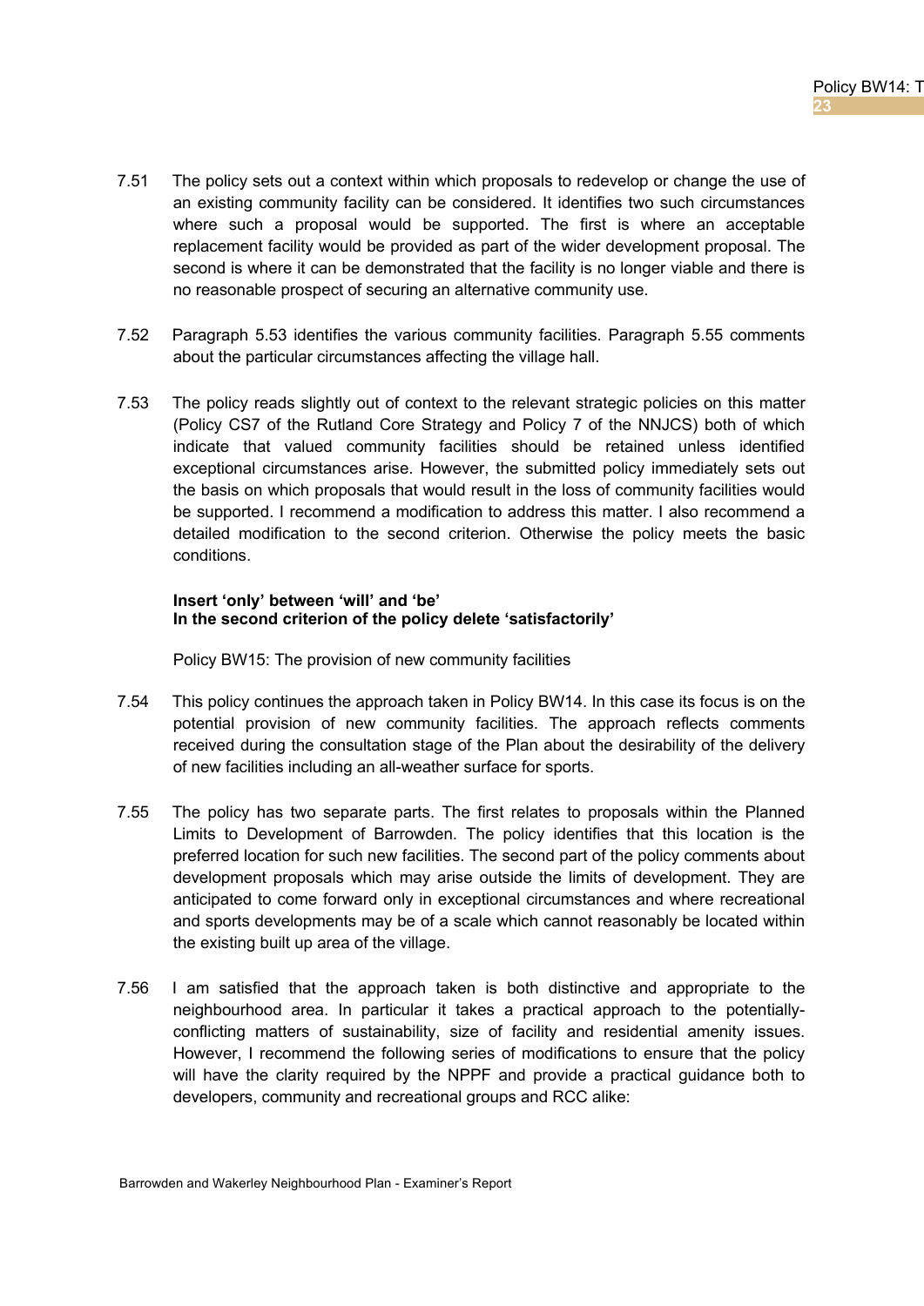7.51 The policy sets out a context within which proposals to redevelop or change the use of an existing community facility can be considered. It identifies two such circumstances where such a proposal would be supported. The first is where an acceptable replacement facility would be provided as part of the wider development proposal. The second is where it can be demonstrated that the facility is no longer viable and there is no reasonable prospect of securing an alternative community use.

7.52 Paragraph 5.53 identifies the various community facilities. Paragraph 5.55 comments about the particular circumstances affecting the village hall.

7.53 The policy reads slightly out of context to the relevant strategic policies on this matter (Policy CS7 of the Rutland Core Strategy and Policy 7 of the NNJCS) both of which indicate that valued community facilities should be retained unless identified exceptional circumstances arise. However, the submitted policy immediately sets out the basis on which proposals that would result in the loss of community facilities would be supported. I recommend a modification to address this matter. I also recommend a detailed modification to the second criterion. Otherwise the policy meets the basic conditions.

**Insert 'only' between 'will' and 'be'**
**In the second criterion of the policy delete 'satisfactorily'**

Policy BW15: The provision of new community facilities

7.54 This policy continues the approach taken in Policy BW14. In this case its focus is on the potential provision of new community facilities. The approach reflects comments received during the consultation stage of the Plan about the desirability of the delivery of new facilities including an all-weather surface for sports.

7.55 The policy has two separate parts. The first relates to proposals within the Planned Limits to Development of Barrowden. The policy identifies that this location is the preferred location for such new facilities. The second part of the policy comments about development proposals which may arise outside the limits of development. They are anticipated to come forward only in exceptional circumstances and where recreational and sports developments may be of a scale which cannot reasonably be located within the existing built up area of the village.

7.56 I am satisfied that the approach taken is both distinctive and appropriate to the neighbourhood area. In particular it takes a practical approach to the potentially-conflicting matters of sustainability, size of facility and residential amenity issues. However, I recommend the following series of modifications to ensure that the policy will have the clarity required by the NPPF and provide a practical guidance both to developers, community and recreational groups and RCC alike: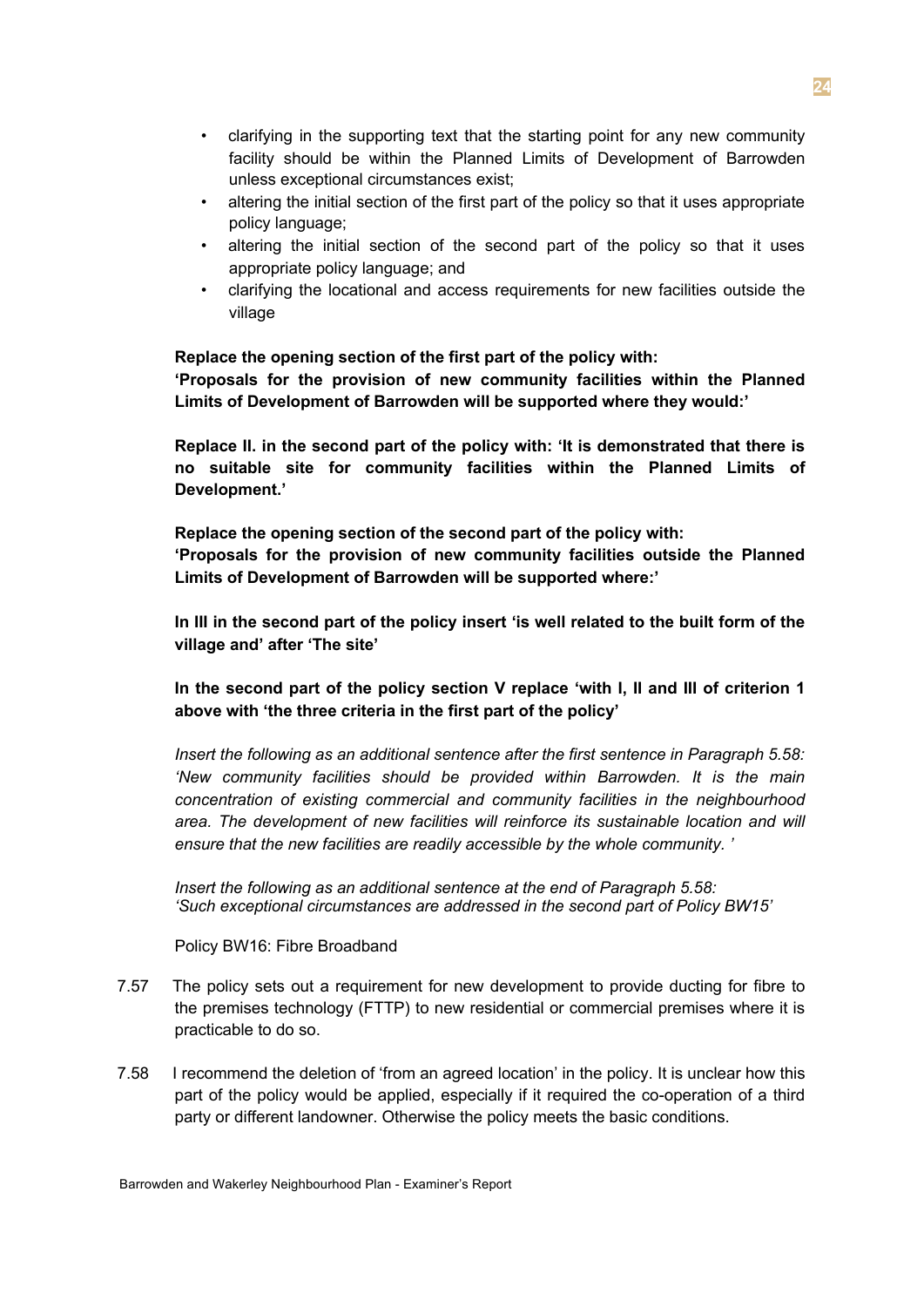- clarifying in the supporting text that the starting point for any new community facility should be within the Planned Limits of Development of Barrowden unless exceptional circumstances exist;
- altering the initial section of the first part of the policy so that it uses appropriate policy language;
- altering the initial section of the second part of the policy so that it uses appropriate policy language; and
- clarifying the locational and access requirements for new facilities outside the village

**Replace the opening section of the first part of the policy with:**
**'Proposals for the provision of new community facilities within the Planned Limits of Development of Barrowden will be supported where they would:'**

**Replace II. in the second part of the policy with: 'It is demonstrated that there is no suitable site for community facilities within the Planned Limits of Development.'**

**Replace the opening section of the second part of the policy with:**
**'Proposals for the provision of new community facilities outside the Planned Limits of Development of Barrowden will be supported where:'**

**In III in the second part of the policy insert 'is well related to the built form of the village and' after 'The site'**

**In the second part of the policy section V replace 'with I, II and III of criterion 1 above with 'the three criteria in the first part of the policy'**

*Insert the following as an additional sentence after the first sentence in Paragraph 5.58: 'New community facilities should be provided within Barrowden. It is the main concentration of existing commercial and community facilities in the neighbourhood area. The development of new facilities will reinforce its sustainable location and will ensure that the new facilities are readily accessible by the whole community. '*

*Insert the following as an additional sentence at the end of Paragraph 5.58: 'Such exceptional circumstances are addressed in the second part of Policy BW15'*

Policy BW16: Fibre Broadband

7.57 The policy sets out a requirement for new development to provide ducting for fibre to the premises technology (FTTP) to new residential or commercial premises where it is practicable to do so.

7.58 I recommend the deletion of 'from an agreed location' in the policy. It is unclear how this part of the policy would be applied, especially if it required the co-operation of a third party or different landowner. Otherwise the policy meets the basic conditions.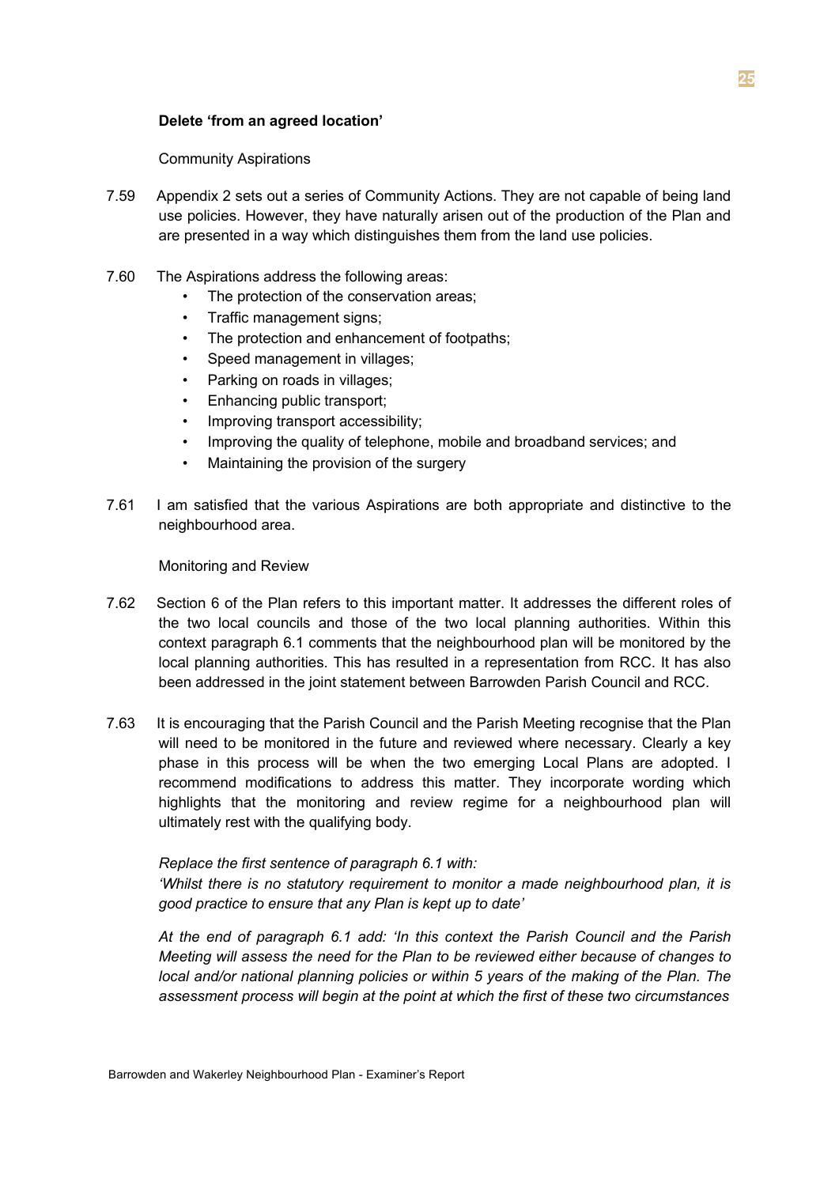**Delete 'from an agreed location'**

Community Aspirations

7.59 Appendix 2 sets out a series of Community Actions. They are not capable of being land use policies. However, they have naturally arisen out of the production of the Plan and are presented in a way which distinguishes them from the land use policies.

7.60 The Aspirations address the following areas:

- The protection of the conservation areas;
- Traffic management signs;
- The protection and enhancement of footpaths;
- Speed management in villages;
- Parking on roads in villages;
- Enhancing public transport;
- Improving transport accessibility;
- Improving the quality of telephone, mobile and broadband services; and
- Maintaining the provision of the surgery

7.61 I am satisfied that the various Aspirations are both appropriate and distinctive to the neighbourhood area.

Monitoring and Review

7.62 Section 6 of the Plan refers to this important matter. It addresses the different roles of the two local councils and those of the two local planning authorities. Within this context paragraph 6.1 comments that the neighbourhood plan will be monitored by the local planning authorities. This has resulted in a representation from RCC. It has also been addressed in the joint statement between Barrowden Parish Council and RCC.

7.63 It is encouraging that the Parish Council and the Parish Meeting recognise that the Plan will need to be monitored in the future and reviewed where necessary. Clearly a key phase in this process will be when the two emerging Local Plans are adopted. I recommend modifications to address this matter. They incorporate wording which highlights that the monitoring and review regime for a neighbourhood plan will ultimately rest with the qualifying body.

*Replace the first sentence of paragraph 6.1 with:*
*'Whilst there is no statutory requirement to monitor a made neighbourhood plan, it is good practice to ensure that any Plan is kept up to date'*

*At the end of paragraph 6.1 add: 'In this context the Parish Council and the Parish Meeting will assess the need for the Plan to be reviewed either because of changes to local and/or national planning policies or within 5 years of the making of the Plan. The assessment process will begin at the point at which the first of these two circumstances*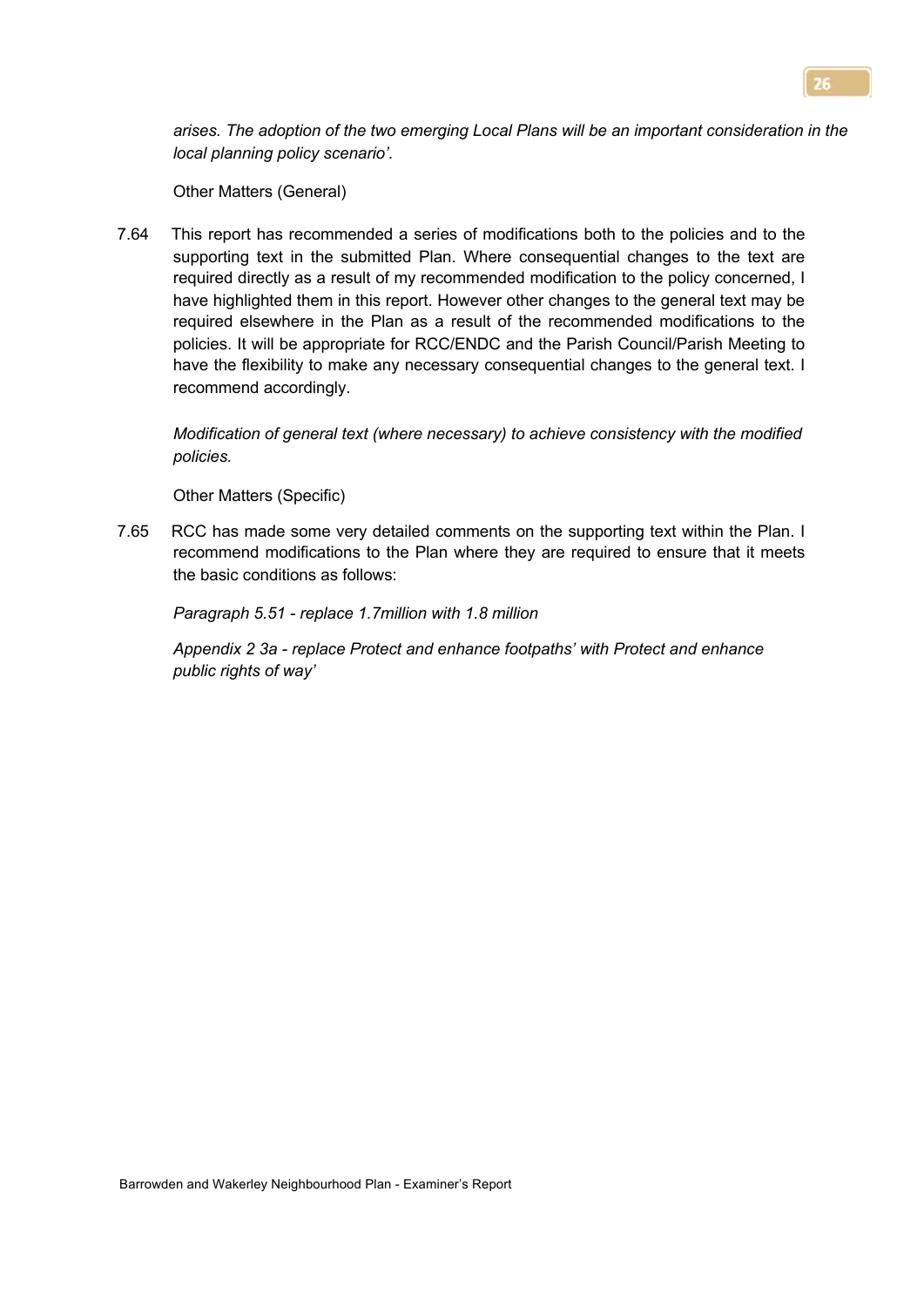*arises. The adoption of the two emerging Local Plans will be an important consideration in the local planning policy scenario'.*

Other Matters (General)

7.64 This report has recommended a series of modifications both to the policies and to the supporting text in the submitted Plan. Where consequential changes to the text are required directly as a result of my recommended modification to the policy concerned, I have highlighted them in this report. However other changes to the general text may be required elsewhere in the Plan as a result of the recommended modifications to the policies. It will be appropriate for RCC/ENDC and the Parish Council/Parish Meeting to have the flexibility to make any necessary consequential changes to the general text. I recommend accordingly.

*Modification of general text (where necessary) to achieve consistency with the modified policies.*

Other Matters (Specific)

7.65 RCC has made some very detailed comments on the supporting text within the Plan. I recommend modifications to the Plan where they are required to ensure that it meets the basic conditions as follows:

*Paragraph 5.51 - replace 1.7million with 1.8 million*

*Appendix 2 3a - replace Protect and enhance footpaths' with Protect and enhance public rights of way'*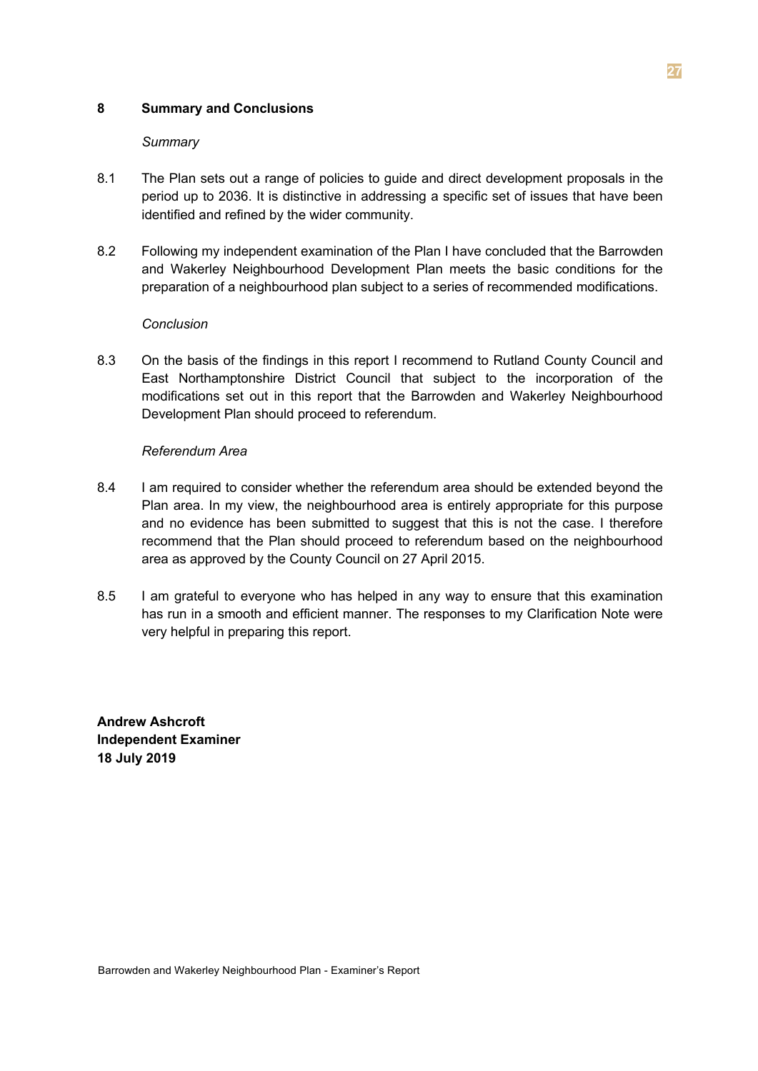## 8 Summary and Conclusions

*Summary*

8.1 The Plan sets out a range of policies to guide and direct development proposals in the period up to 2036. It is distinctive in addressing a specific set of issues that have been identified and refined by the wider community.

8.2 Following my independent examination of the Plan I have concluded that the Barrowden and Wakerley Neighbourhood Development Plan meets the basic conditions for the preparation of a neighbourhood plan subject to a series of recommended modifications.

*Conclusion*

8.3 On the basis of the findings in this report I recommend to Rutland County Council and East Northamptonshire District Council that subject to the incorporation of the modifications set out in this report that the Barrowden and Wakerley Neighbourhood Development Plan should proceed to referendum.

*Referendum Area*

8.4 I am required to consider whether the referendum area should be extended beyond the Plan area. In my view, the neighbourhood area is entirely appropriate for this purpose and no evidence has been submitted to suggest that this is not the case. I therefore recommend that the Plan should proceed to referendum based on the neighbourhood area as approved by the County Council on 27 April 2015.

8.5 I am grateful to everyone who has helped in any way to ensure that this examination has run in a smooth and efficient manner. The responses to my Clarification Note were very helpful in preparing this report.

**Andrew Ashcroft**
**Independent Examiner**
**18 July 2019**